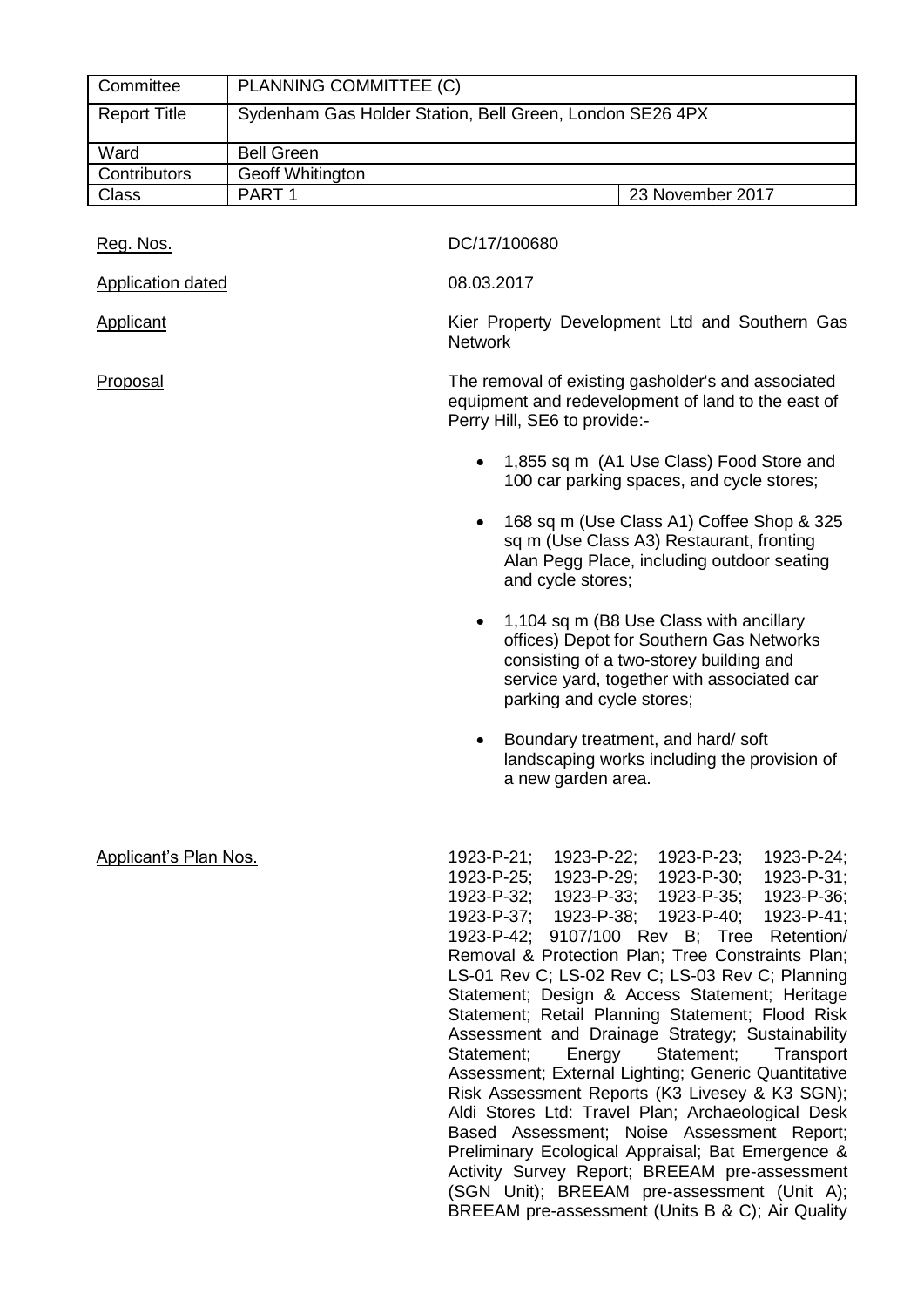| Committee | PLANNING COMMITTEE (C) | |
|---|---|---|
| Report Title | Sydenham Gas Holder Station, Bell Green, London SE26 4PX | |
| Ward | Bell Green | |
| Contributors | Geoff Whitington | |
| Class | PART 1 | 23 November 2017 |

| | |
|---|---|
| Reg. Nos. | DC/17/100680 |
| Application dated | 08.03.2017 |
| Applicant | Kier Property Development Ltd and Southern Gas Network |
| Proposal | The removal of existing gasholder's and associated equipment and redevelopment of land to the east of Perry Hill, SE6 to provide:-<br><br>• 1,855 sq m (A1 Use Class) Food Store and 100 car parking spaces, and cycle stores;<br><br>• 168 sq m (Use Class A1) Coffee Shop & 325 sq m (Use Class A3) Restaurant, fronting Alan Pegg Place, including outdoor seating and cycle stores;<br><br>• 1,104 sq m (B8 Use Class with ancillary offices) Depot for Southern Gas Networks consisting of a two-storey building and service yard, together with associated car parking and cycle stores;<br><br>• Boundary treatment, and hard/ soft landscaping works including the provision of a new garden area. |
| Applicant's Plan Nos. | 1923-P-21; 1923-P-22; 1923-P-23; 1923-P-24; 1923-P-25; 1923-P-29; 1923-P-30; 1923-P-31; 1923-P-32; 1923-P-33; 1923-P-35; 1923-P-36; 1923-P-37; 1923-P-38; 1923-P-40; 1923-P-41; 1923-P-42; 9107/100 Rev B; Tree Retention/ Removal & Protection Plan; Tree Constraints Plan; LS-01 Rev C; LS-02 Rev C; LS-03 Rev C; Planning Statement; Design & Access Statement; Heritage Statement; Retail Planning Statement; Flood Risk Assessment and Drainage Strategy; Sustainability Statement; Energy Statement; Transport Assessment; External Lighting; Generic Quantitative Risk Assessment Reports (K3 Livesey & K3 SGN); Aldi Stores Ltd: Travel Plan; Archaeological Desk Based Assessment; Noise Assessment Report; Preliminary Ecological Appraisal; Bat Emergence & Activity Survey Report; BREEAM pre-assessment (SGN Unit); BREEAM pre-assessment (Unit A); BREEAM pre-assessment (Units B & C); Air Quality |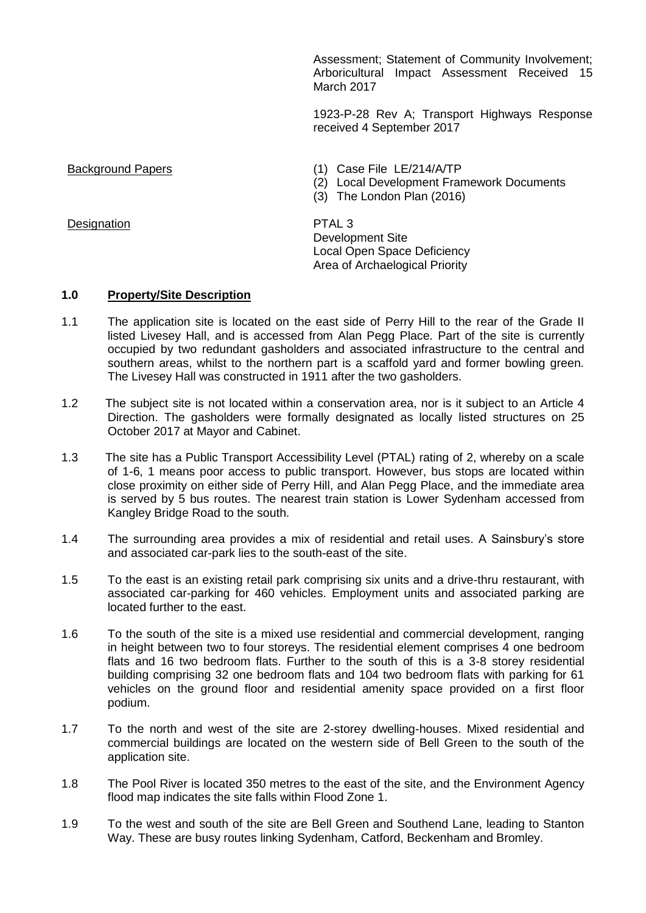Assessment; Statement of Community Involvement; Arboricultural Impact Assessment Received 15 March 2017

1923-P-28 Rev A; Transport Highways Response received 4 September 2017

| | |
|---|---|
| Background Papers | (1) Case File LE/214/A/TP<br>(2) Local Development Framework Documents<br>(3) The London Plan (2016) |
| Designation | PTAL 3<br>Development Site<br>Local Open Space Deficiency<br>Area of Archaelogical Priority |

## 1.0 Property/Site Description

1.1 The application site is located on the east side of Perry Hill to the rear of the Grade II listed Livesey Hall, and is accessed from Alan Pegg Place. Part of the site is currently occupied by two redundant gasholders and associated infrastructure to the central and southern areas, whilst to the northern part is a scaffold yard and former bowling green. The Livesey Hall was constructed in 1911 after the two gasholders.

1.2 The subject site is not located within a conservation area, nor is it subject to an Article 4 Direction. The gasholders were formally designated as locally listed structures on 25 October 2017 at Mayor and Cabinet.

1.3 The site has a Public Transport Accessibility Level (PTAL) rating of 2, whereby on a scale of 1-6, 1 means poor access to public transport. However, bus stops are located within close proximity on either side of Perry Hill, and Alan Pegg Place, and the immediate area is served by 5 bus routes. The nearest train station is Lower Sydenham accessed from Kangley Bridge Road to the south.

1.4 The surrounding area provides a mix of residential and retail uses. A Sainsbury's store and associated car-park lies to the south-east of the site.

1.5 To the east is an existing retail park comprising six units and a drive-thru restaurant, with associated car-parking for 460 vehicles. Employment units and associated parking are located further to the east.

1.6 To the south of the site is a mixed use residential and commercial development, ranging in height between two to four storeys. The residential element comprises 4 one bedroom flats and 16 two bedroom flats. Further to the south of this is a 3-8 storey residential building comprising 32 one bedroom flats and 104 two bedroom flats with parking for 61 vehicles on the ground floor and residential amenity space provided on a first floor podium.

1.7 To the north and west of the site are 2-storey dwelling-houses. Mixed residential and commercial buildings are located on the western side of Bell Green to the south of the application site.

1.8 The Pool River is located 350 metres to the east of the site, and the Environment Agency flood map indicates the site falls within Flood Zone 1.

1.9 To the west and south of the site are Bell Green and Southend Lane, leading to Stanton Way. These are busy routes linking Sydenham, Catford, Beckenham and Bromley.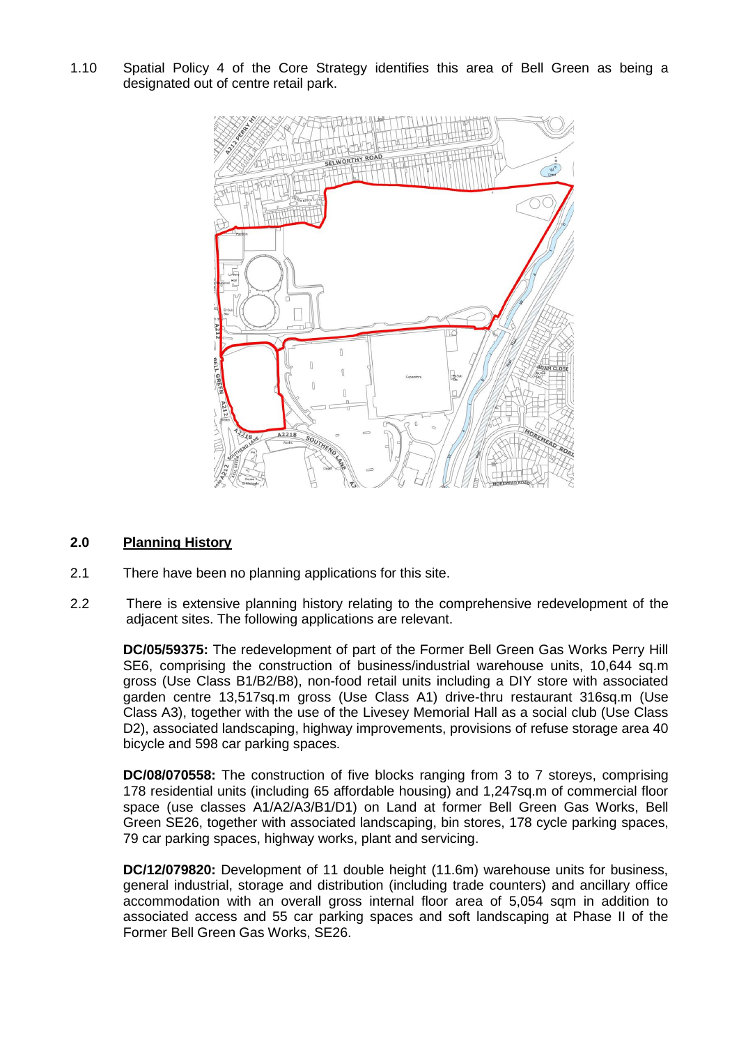1.10 Spatial Policy 4 of the Core Strategy identifies this area of Bell Green as being a designated out of centre retail park.

## 2.0 Planning History

2.1 There have been no planning applications for this site.

2.2 There is extensive planning history relating to the comprehensive redevelopment of the adjacent sites. The following applications are relevant.

**DC/05/59375:** The redevelopment of part of the Former Bell Green Gas Works Perry Hill SE6, comprising the construction of business/industrial warehouse units, 10,644 sq.m gross (Use Class B1/B2/B8), non-food retail units including a DIY store with associated garden centre 13,517sq.m gross (Use Class A1) drive-thru restaurant 316sq.m (Use Class A3), together with the use of the Livesey Memorial Hall as a social club (Use Class D2), associated landscaping, highway improvements, provisions of refuse storage area 40 bicycle and 598 car parking spaces.

**DC/08/070558:** The construction of five blocks ranging from 3 to 7 storeys, comprising 178 residential units (including 65 affordable housing) and 1,247sq.m of commercial floor space (use classes A1/A2/A3/B1/D1) on Land at former Bell Green Gas Works, Bell Green SE26, together with associated landscaping, bin stores, 178 cycle parking spaces, 79 car parking spaces, highway works, plant and servicing.

**DC/12/079820:** Development of 11 double height (11.6m) warehouse units for business, general industrial, storage and distribution (including trade counters) and ancillary office accommodation with an overall gross internal floor area of 5,054 sqm in addition to associated access and 55 car parking spaces and soft landscaping at Phase II of the Former Bell Green Gas Works, SE26.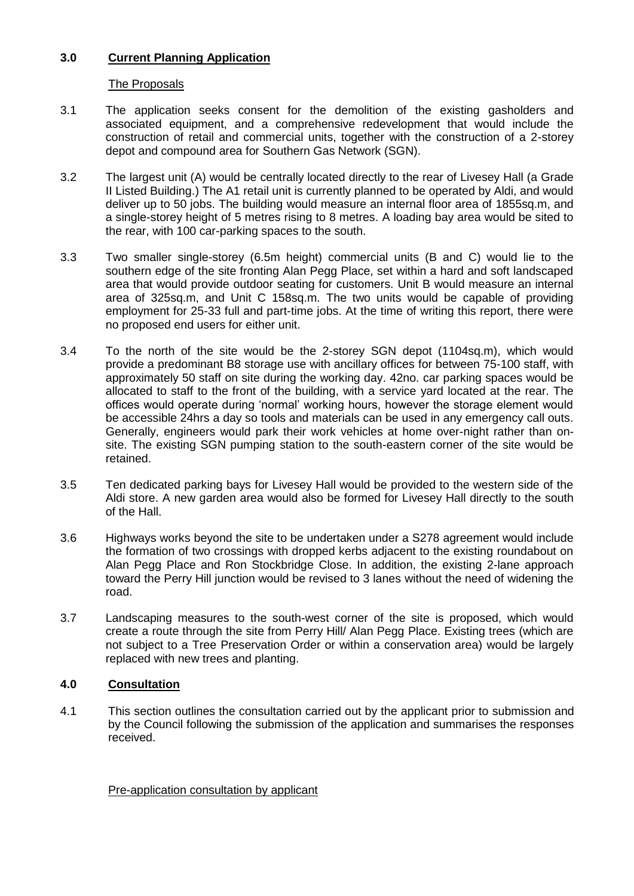## 3.0 Current Planning Application

### The Proposals

3.1 The application seeks consent for the demolition of the existing gasholders and associated equipment, and a comprehensive redevelopment that would include the construction of retail and commercial units, together with the construction of a 2-storey depot and compound area for Southern Gas Network (SGN).

3.2 The largest unit (A) would be centrally located directly to the rear of Livesey Hall (a Grade II Listed Building.) The A1 retail unit is currently planned to be operated by Aldi, and would deliver up to 50 jobs. The building would measure an internal floor area of 1855sq.m, and a single-storey height of 5 metres rising to 8 metres. A loading bay area would be sited to the rear, with 100 car-parking spaces to the south.

3.3 Two smaller single-storey (6.5m height) commercial units (B and C) would lie to the southern edge of the site fronting Alan Pegg Place, set within a hard and soft landscaped area that would provide outdoor seating for customers. Unit B would measure an internal area of 325sq.m, and Unit C 158sq.m. The two units would be capable of providing employment for 25-33 full and part-time jobs. At the time of writing this report, there were no proposed end users for either unit.

3.4 To the north of the site would be the 2-storey SGN depot (1104sq.m), which would provide a predominant B8 storage use with ancillary offices for between 75-100 staff, with approximately 50 staff on site during the working day. 42no. car parking spaces would be allocated to staff to the front of the building, with a service yard located at the rear. The offices would operate during 'normal' working hours, however the storage element would be accessible 24hrs a day so tools and materials can be used in any emergency call outs. Generally, engineers would park their work vehicles at home over-night rather than on-site. The existing SGN pumping station to the south-eastern corner of the site would be retained.

3.5 Ten dedicated parking bays for Livesey Hall would be provided to the western side of the Aldi store. A new garden area would also be formed for Livesey Hall directly to the south of the Hall.

3.6 Highways works beyond the site to be undertaken under a S278 agreement would include the formation of two crossings with dropped kerbs adjacent to the existing roundabout on Alan Pegg Place and Ron Stockbridge Close. In addition, the existing 2-lane approach toward the Perry Hill junction would be revised to 3 lanes without the need of widening the road.

3.7 Landscaping measures to the south-west corner of the site is proposed, which would create a route through the site from Perry Hill/ Alan Pegg Place. Existing trees (which are not subject to a Tree Preservation Order or within a conservation area) would be largely replaced with new trees and planting.

## 4.0 Consultation

4.1 This section outlines the consultation carried out by the applicant prior to submission and by the Council following the submission of the application and summarises the responses received.

### Pre-application consultation by applicant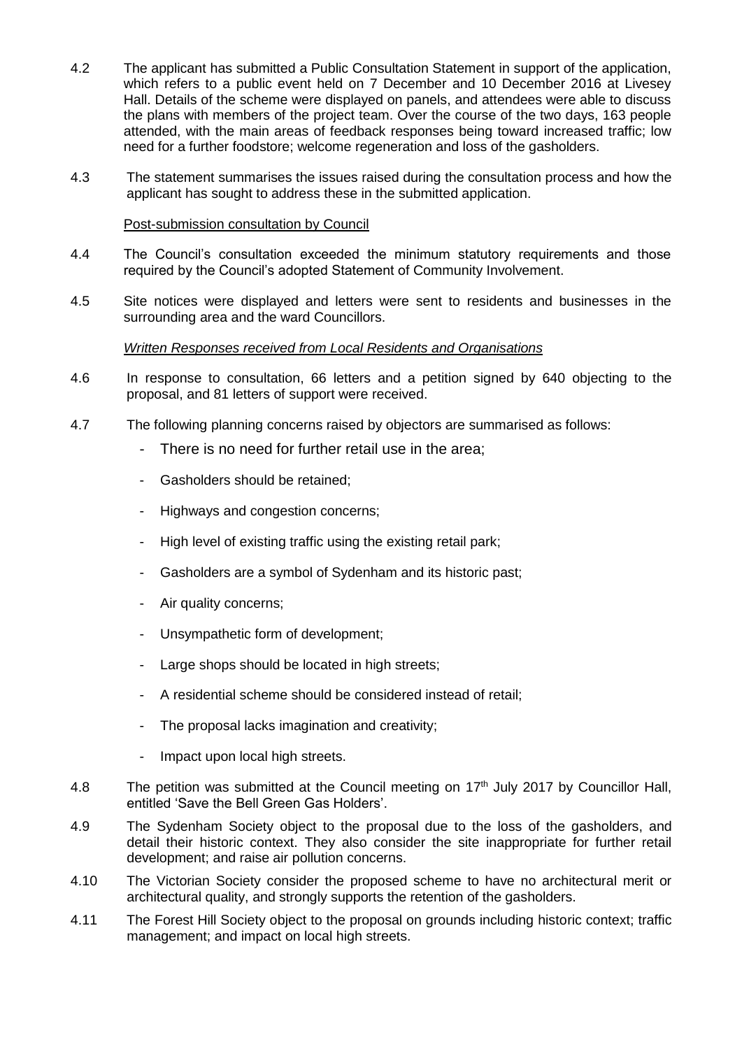4.2 The applicant has submitted a Public Consultation Statement in support of the application, which refers to a public event held on 7 December and 10 December 2016 at Livesey Hall. Details of the scheme were displayed on panels, and attendees were able to discuss the plans with members of the project team. Over the course of the two days, 163 people attended, with the main areas of feedback responses being toward increased traffic; low need for a further foodstore; welcome regeneration and loss of the gasholders.

4.3 The statement summarises the issues raised during the consultation process and how the applicant has sought to address these in the submitted application.

Post-submission consultation by Council

4.4 The Council's consultation exceeded the minimum statutory requirements and those required by the Council's adopted Statement of Community Involvement.

4.5 Site notices were displayed and letters were sent to residents and businesses in the surrounding area and the ward Councillors.

*Written Responses received from Local Residents and Organisations*

4.6 In response to consultation, 66 letters and a petition signed by 640 objecting to the proposal, and 81 letters of support were received.

4.7 The following planning concerns raised by objectors are summarised as follows:

- There is no need for further retail use in the area;
- Gasholders should be retained;
- Highways and congestion concerns;
- High level of existing traffic using the existing retail park;
- Gasholders are a symbol of Sydenham and its historic past;
- Air quality concerns;
- Unsympathetic form of development;
- Large shops should be located in high streets;
- A residential scheme should be considered instead of retail;
- The proposal lacks imagination and creativity;
- Impact upon local high streets.

4.8 The petition was submitted at the Council meeting on 17th July 2017 by Councillor Hall, entitled 'Save the Bell Green Gas Holders'.

4.9 The Sydenham Society object to the proposal due to the loss of the gasholders, and detail their historic context. They also consider the site inappropriate for further retail development; and raise air pollution concerns.

4.10 The Victorian Society consider the proposed scheme to have no architectural merit or architectural quality, and strongly supports the retention of the gasholders.

4.11 The Forest Hill Society object to the proposal on grounds including historic context; traffic management; and impact on local high streets.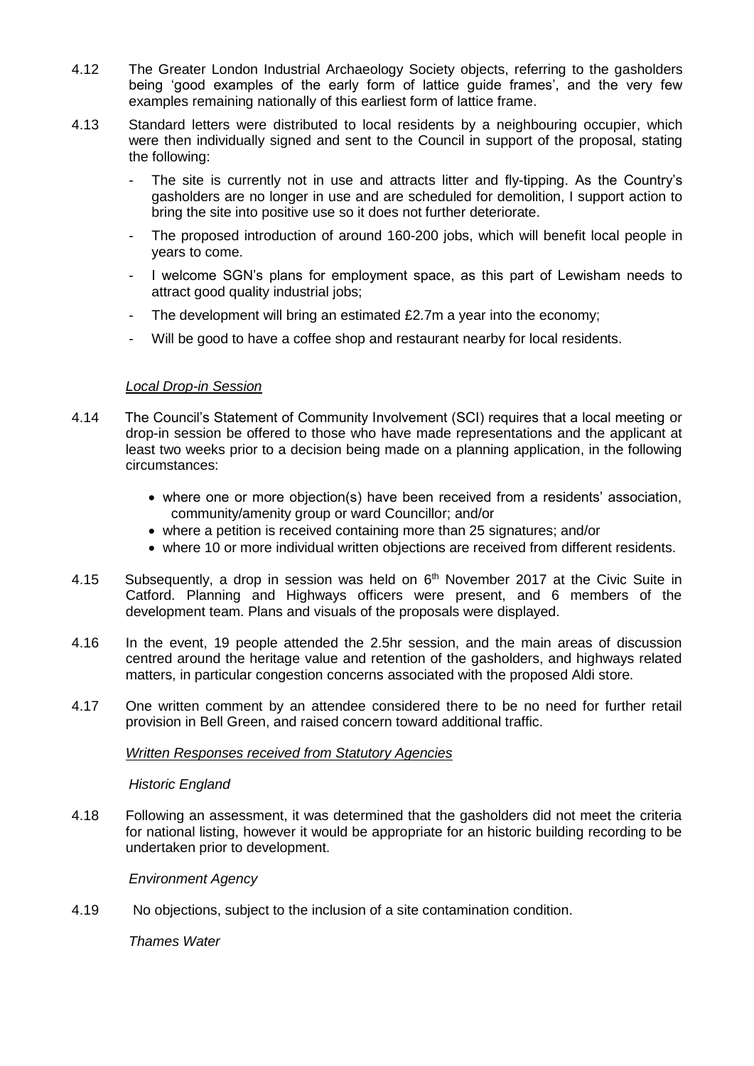4.12 The Greater London Industrial Archaeology Society objects, referring to the gasholders being 'good examples of the early form of lattice guide frames', and the very few examples remaining nationally of this earliest form of lattice frame.

4.13 Standard letters were distributed to local residents by a neighbouring occupier, which were then individually signed and sent to the Council in support of the proposal, stating the following:

- The site is currently not in use and attracts litter and fly-tipping. As the Country's gasholders are no longer in use and are scheduled for demolition, I support action to bring the site into positive use so it does not further deteriorate.
- The proposed introduction of around 160-200 jobs, which will benefit local people in years to come.
- I welcome SGN's plans for employment space, as this part of Lewisham needs to attract good quality industrial jobs;
- The development will bring an estimated £2.7m a year into the economy;
- Will be good to have a coffee shop and restaurant nearby for local residents.

*Local Drop-in Session*

4.14 The Council's Statement of Community Involvement (SCI) requires that a local meeting or drop-in session be offered to those who have made representations and the applicant at least two weeks prior to a decision being made on a planning application, in the following circumstances:

- where one or more objection(s) have been received from a residents' association, community/amenity group or ward Councillor; and/or
- where a petition is received containing more than 25 signatures; and/or
- where 10 or more individual written objections are received from different residents.

4.15 Subsequently, a drop in session was held on 6th November 2017 at the Civic Suite in Catford. Planning and Highways officers were present, and 6 members of the development team. Plans and visuals of the proposals were displayed.

4.16 In the event, 19 people attended the 2.5hr session, and the main areas of discussion centred around the heritage value and retention of the gasholders, and highways related matters, in particular congestion concerns associated with the proposed Aldi store.

4.17 One written comment by an attendee considered there to be no need for further retail provision in Bell Green, and raised concern toward additional traffic.

*Written Responses received from Statutory Agencies*

*Historic England*

4.18 Following an assessment, it was determined that the gasholders did not meet the criteria for national listing, however it would be appropriate for an historic building recording to be undertaken prior to development.

*Environment Agency*

4.19 No objections, subject to the inclusion of a site contamination condition.

*Thames Water*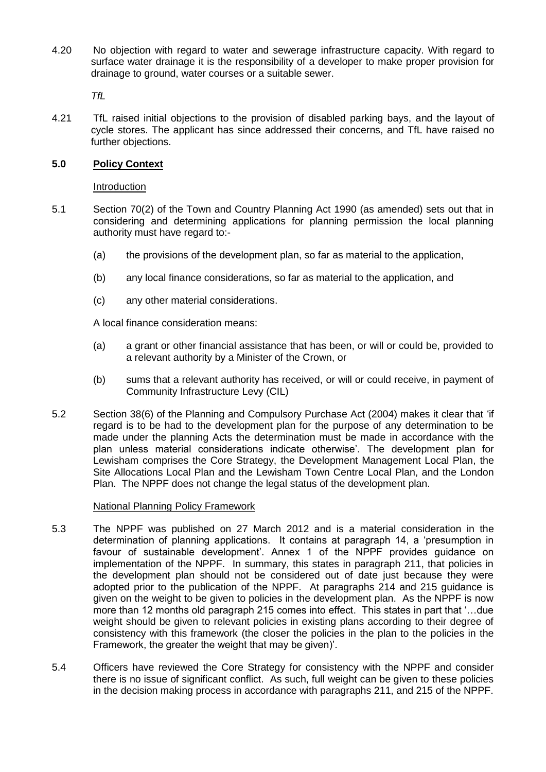4.20 No objection with regard to water and sewerage infrastructure capacity. With regard to surface water drainage it is the responsibility of a developer to make proper provision for drainage to ground, water courses or a suitable sewer.

*TfL*

4.21 TfL raised initial objections to the provision of disabled parking bays, and the layout of cycle stores. The applicant has since addressed their concerns, and TfL have raised no further objections.

## 5.0 Policy Context

Introduction

5.1 Section 70(2) of the Town and Country Planning Act 1990 (as amended) sets out that in considering and determining applications for planning permission the local planning authority must have regard to:-

(a) the provisions of the development plan, so far as material to the application,

(b) any local finance considerations, so far as material to the application, and

(c) any other material considerations.

A local finance consideration means:

(a) a grant or other financial assistance that has been, or will or could be, provided to a relevant authority by a Minister of the Crown, or

(b) sums that a relevant authority has received, or will or could receive, in payment of Community Infrastructure Levy (CIL)

5.2 Section 38(6) of the Planning and Compulsory Purchase Act (2004) makes it clear that 'if regard is to be had to the development plan for the purpose of any determination to be made under the planning Acts the determination must be made in accordance with the plan unless material considerations indicate otherwise'. The development plan for Lewisham comprises the Core Strategy, the Development Management Local Plan, the Site Allocations Local Plan and the Lewisham Town Centre Local Plan, and the London Plan. The NPPF does not change the legal status of the development plan.

National Planning Policy Framework

5.3 The NPPF was published on 27 March 2012 and is a material consideration in the determination of planning applications. It contains at paragraph 14, a 'presumption in favour of sustainable development'. Annex 1 of the NPPF provides guidance on implementation of the NPPF. In summary, this states in paragraph 211, that policies in the development plan should not be considered out of date just because they were adopted prior to the publication of the NPPF. At paragraphs 214 and 215 guidance is given on the weight to be given to policies in the development plan. As the NPPF is now more than 12 months old paragraph 215 comes into effect. This states in part that '…due weight should be given to relevant policies in existing plans according to their degree of consistency with this framework (the closer the policies in the plan to the policies in the Framework, the greater the weight that may be given)'.

5.4 Officers have reviewed the Core Strategy for consistency with the NPPF and consider there is no issue of significant conflict. As such, full weight can be given to these policies in the decision making process in accordance with paragraphs 211, and 215 of the NPPF.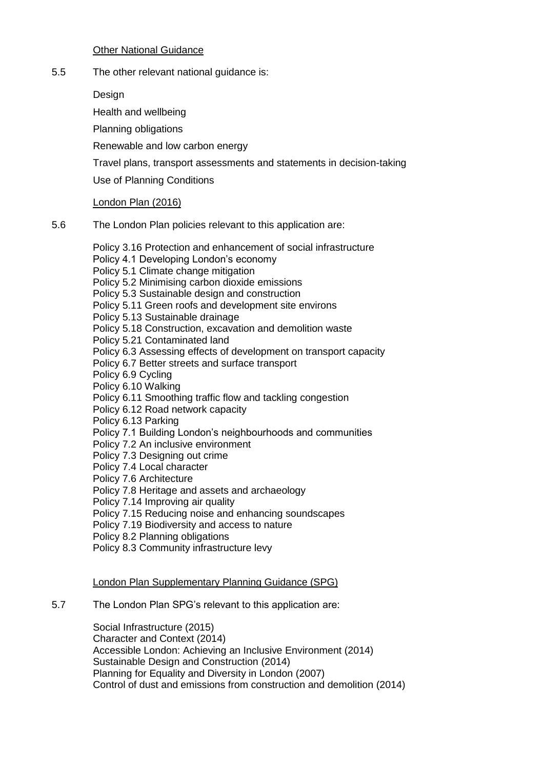Other National Guidance

5.5 The other relevant national guidance is:

Design

Health and wellbeing

Planning obligations

Renewable and low carbon energy

Travel plans, transport assessments and statements in decision-taking

Use of Planning Conditions

London Plan (2016)

5.6 The London Plan policies relevant to this application are:

Policy 3.16 Protection and enhancement of social infrastructure
Policy 4.1 Developing London's economy
Policy 5.1 Climate change mitigation
Policy 5.2 Minimising carbon dioxide emissions
Policy 5.3 Sustainable design and construction
Policy 5.11 Green roofs and development site environs
Policy 5.13 Sustainable drainage
Policy 5.18 Construction, excavation and demolition waste
Policy 5.21 Contaminated land
Policy 6.3 Assessing effects of development on transport capacity
Policy 6.7 Better streets and surface transport
Policy 6.9 Cycling
Policy 6.10 Walking
Policy 6.11 Smoothing traffic flow and tackling congestion
Policy 6.12 Road network capacity
Policy 6.13 Parking
Policy 7.1 Building London's neighbourhoods and communities
Policy 7.2 An inclusive environment
Policy 7.3 Designing out crime
Policy 7.4 Local character
Policy 7.6 Architecture
Policy 7.8 Heritage and assets and archaeology
Policy 7.14 Improving air quality
Policy 7.15 Reducing noise and enhancing soundscapes
Policy 7.19 Biodiversity and access to nature
Policy 8.2 Planning obligations
Policy 8.3 Community infrastructure levy

London Plan Supplementary Planning Guidance (SPG)

5.7 The London Plan SPG's relevant to this application are:

Social Infrastructure (2015)
Character and Context (2014)
Accessible London: Achieving an Inclusive Environment (2014)
Sustainable Design and Construction (2014)
Planning for Equality and Diversity in London (2007)
Control of dust and emissions from construction and demolition (2014)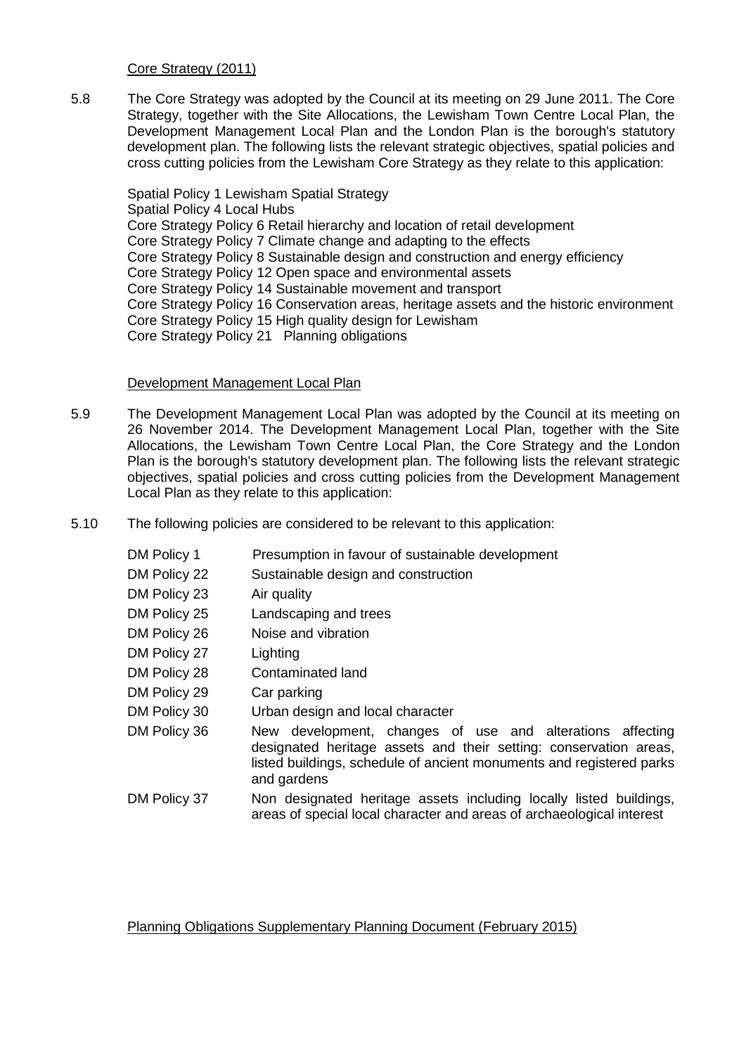Core Strategy (2011)

5.8 The Core Strategy was adopted by the Council at its meeting on 29 June 2011. The Core Strategy, together with the Site Allocations, the Lewisham Town Centre Local Plan, the Development Management Local Plan and the London Plan is the borough's statutory development plan. The following lists the relevant strategic objectives, spatial policies and cross cutting policies from the Lewisham Core Strategy as they relate to this application:

Spatial Policy 1 Lewisham Spatial Strategy
Spatial Policy 4 Local Hubs
Core Strategy Policy 6 Retail hierarchy and location of retail development
Core Strategy Policy 7 Climate change and adapting to the effects
Core Strategy Policy 8 Sustainable design and construction and energy efficiency
Core Strategy Policy 12 Open space and environmental assets
Core Strategy Policy 14 Sustainable movement and transport
Core Strategy Policy 16 Conservation areas, heritage assets and the historic environment
Core Strategy Policy 15 High quality design for Lewisham
Core Strategy Policy 21 Planning obligations

Development Management Local Plan

5.9 The Development Management Local Plan was adopted by the Council at its meeting on 26 November 2014. The Development Management Local Plan, together with the Site Allocations, the Lewisham Town Centre Local Plan, the Core Strategy and the London Plan is the borough's statutory development plan. The following lists the relevant strategic objectives, spatial policies and cross cutting policies from the Development Management Local Plan as they relate to this application:

5.10 The following policies are considered to be relevant to this application:

| | |
|---|---|
| DM Policy 1 | Presumption in favour of sustainable development |
| DM Policy 22 | Sustainable design and construction |
| DM Policy 23 | Air quality |
| DM Policy 25 | Landscaping and trees |
| DM Policy 26 | Noise and vibration |
| DM Policy 27 | Lighting |
| DM Policy 28 | Contaminated land |
| DM Policy 29 | Car parking |
| DM Policy 30 | Urban design and local character |
| DM Policy 36 | New development, changes of use and alterations affecting designated heritage assets and their setting: conservation areas, listed buildings, schedule of ancient monuments and registered parks and gardens |
| DM Policy 37 | Non designated heritage assets including locally listed buildings, areas of special local character and areas of archaeological interest |

Planning Obligations Supplementary Planning Document (February 2015)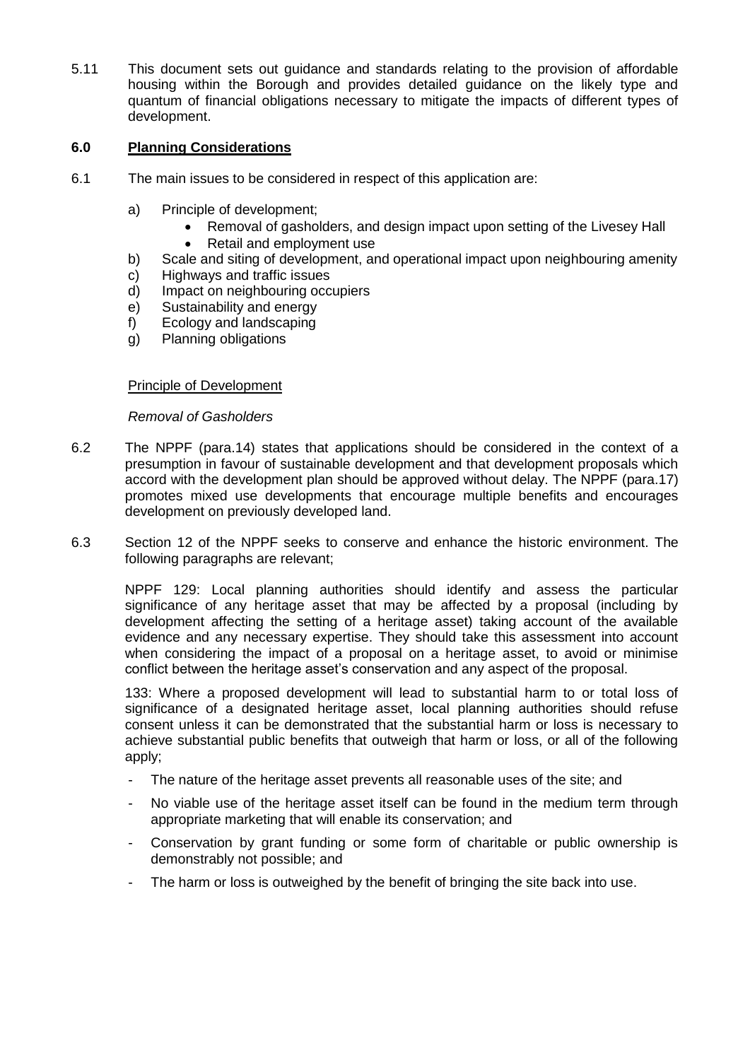5.11 This document sets out guidance and standards relating to the provision of affordable housing within the Borough and provides detailed guidance on the likely type and quantum of financial obligations necessary to mitigate the impacts of different types of development.

## 6.0 Planning Considerations

6.1 The main issues to be considered in respect of this application are:

a) Principle of development;
   - Removal of gasholders, and design impact upon setting of the Livesey Hall
   - Retail and employment use

b) Scale and siting of development, and operational impact upon neighbouring amenity
c) Highways and traffic issues
d) Impact on neighbouring occupiers
e) Sustainability and energy
f) Ecology and landscaping
g) Planning obligations

### Principle of Development

*Removal of Gasholders*

6.2 The NPPF (para.14) states that applications should be considered in the context of a presumption in favour of sustainable development and that development proposals which accord with the development plan should be approved without delay. The NPPF (para.17) promotes mixed use developments that encourage multiple benefits and encourages development on previously developed land.

6.3 Section 12 of the NPPF seeks to conserve and enhance the historic environment. The following paragraphs are relevant;

NPPF 129: Local planning authorities should identify and assess the particular significance of any heritage asset that may be affected by a proposal (including by development affecting the setting of a heritage asset) taking account of the available evidence and any necessary expertise. They should take this assessment into account when considering the impact of a proposal on a heritage asset, to avoid or minimise conflict between the heritage asset's conservation and any aspect of the proposal.

133: Where a proposed development will lead to substantial harm to or total loss of significance of a designated heritage asset, local planning authorities should refuse consent unless it can be demonstrated that the substantial harm or loss is necessary to achieve substantial public benefits that outweigh that harm or loss, or all of the following apply;

- The nature of the heritage asset prevents all reasonable uses of the site; and
- No viable use of the heritage asset itself can be found in the medium term through appropriate marketing that will enable its conservation; and
- Conservation by grant funding or some form of charitable or public ownership is demonstrably not possible; and
- The harm or loss is outweighed by the benefit of bringing the site back into use.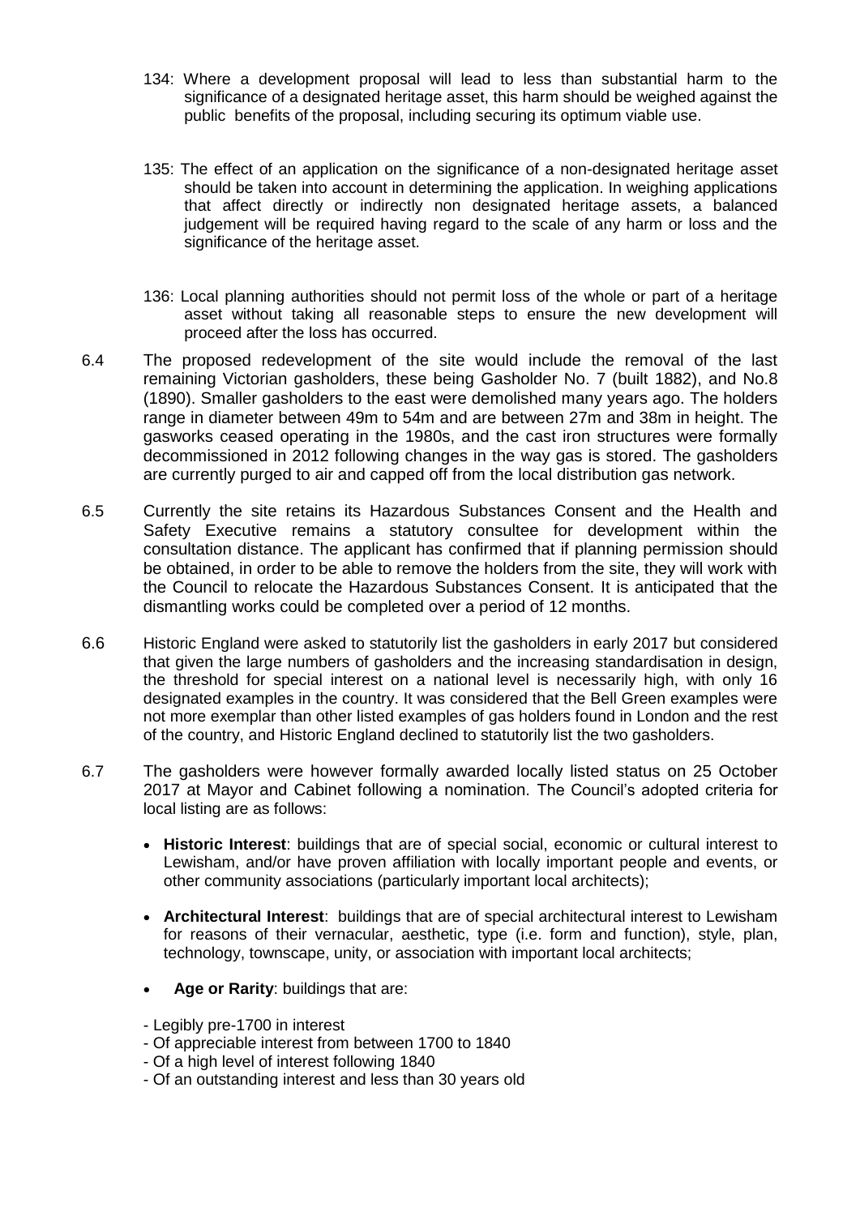134: Where a development proposal will lead to less than substantial harm to the significance of a designated heritage asset, this harm should be weighed against the public benefits of the proposal, including securing its optimum viable use.

135: The effect of an application on the significance of a non-designated heritage asset should be taken into account in determining the application. In weighing applications that affect directly or indirectly non designated heritage assets, a balanced judgement will be required having regard to the scale of any harm or loss and the significance of the heritage asset.

136: Local planning authorities should not permit loss of the whole or part of a heritage asset without taking all reasonable steps to ensure the new development will proceed after the loss has occurred.

6.4 The proposed redevelopment of the site would include the removal of the last remaining Victorian gasholders, these being Gasholder No. 7 (built 1882), and No.8 (1890). Smaller gasholders to the east were demolished many years ago. The holders range in diameter between 49m to 54m and are between 27m and 38m in height. The gasworks ceased operating in the 1980s, and the cast iron structures were formally decommissioned in 2012 following changes in the way gas is stored. The gasholders are currently purged to air and capped off from the local distribution gas network.

6.5 Currently the site retains its Hazardous Substances Consent and the Health and Safety Executive remains a statutory consultee for development within the consultation distance. The applicant has confirmed that if planning permission should be obtained, in order to be able to remove the holders from the site, they will work with the Council to relocate the Hazardous Substances Consent. It is anticipated that the dismantling works could be completed over a period of 12 months.

6.6 Historic England were asked to statutorily list the gasholders in early 2017 but considered that given the large numbers of gasholders and the increasing standardisation in design, the threshold for special interest on a national level is necessarily high, with only 16 designated examples in the country. It was considered that the Bell Green examples were not more exemplar than other listed examples of gas holders found in London and the rest of the country, and Historic England declined to statutorily list the two gasholders.

6.7 The gasholders were however formally awarded locally listed status on 25 October 2017 at Mayor and Cabinet following a nomination. The Council's adopted criteria for local listing are as follows:

- **Historic Interest**: buildings that are of special social, economic or cultural interest to Lewisham, and/or have proven affiliation with locally important people and events, or other community associations (particularly important local architects);
- **Architectural Interest**: buildings that are of special architectural interest to Lewisham for reasons of their vernacular, aesthetic, type (i.e. form and function), style, plan, technology, townscape, unity, or association with important local architects;
- **Age or Rarity**: buildings that are:

- Legibly pre-1700 in interest
- Of appreciable interest from between 1700 to 1840
- Of a high level of interest following 1840
- Of an outstanding interest and less than 30 years old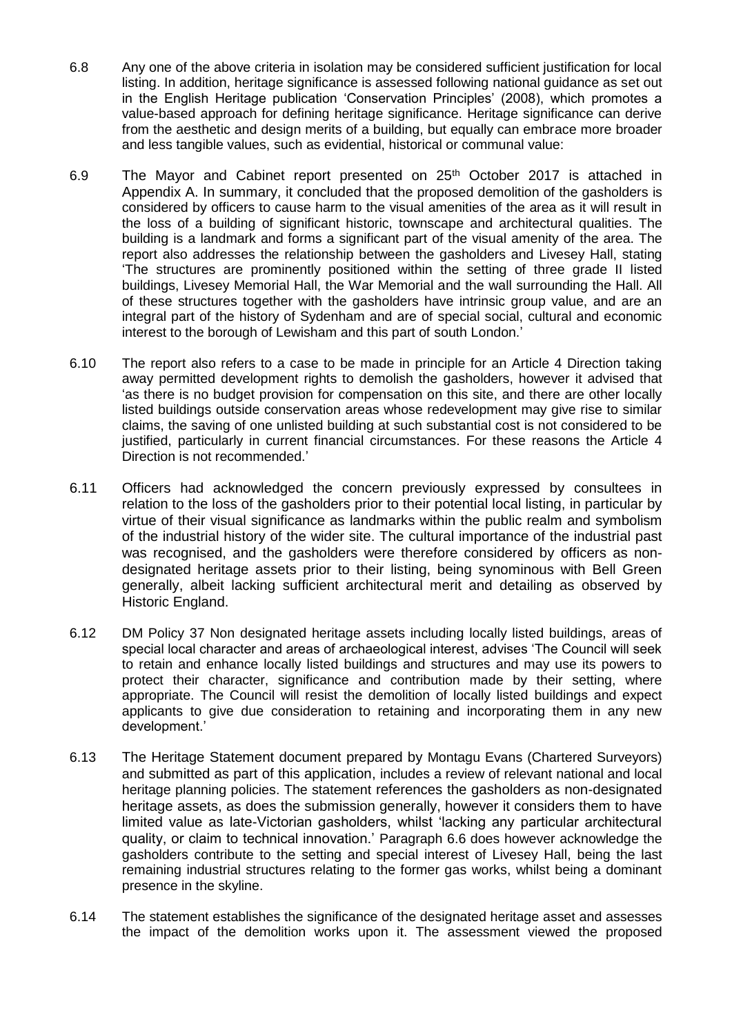6.8 Any one of the above criteria in isolation may be considered sufficient justification for local listing. In addition, heritage significance is assessed following national guidance as set out in the English Heritage publication 'Conservation Principles' (2008), which promotes a value-based approach for defining heritage significance. Heritage significance can derive from the aesthetic and design merits of a building, but equally can embrace more broader and less tangible values, such as evidential, historical or communal value:

6.9 The Mayor and Cabinet report presented on 25th October 2017 is attached in Appendix A. In summary, it concluded that the proposed demolition of the gasholders is considered by officers to cause harm to the visual amenities of the area as it will result in the loss of a building of significant historic, townscape and architectural qualities. The building is a landmark and forms a significant part of the visual amenity of the area. The report also addresses the relationship between the gasholders and Livesey Hall, stating 'The structures are prominently positioned within the setting of three grade II listed buildings, Livesey Memorial Hall, the War Memorial and the wall surrounding the Hall. All of these structures together with the gasholders have intrinsic group value, and are an integral part of the history of Sydenham and are of special social, cultural and economic interest to the borough of Lewisham and this part of south London.'

6.10 The report also refers to a case to be made in principle for an Article 4 Direction taking away permitted development rights to demolish the gasholders, however it advised that 'as there is no budget provision for compensation on this site, and there are other locally listed buildings outside conservation areas whose redevelopment may give rise to similar claims, the saving of one unlisted building at such substantial cost is not considered to be justified, particularly in current financial circumstances. For these reasons the Article 4 Direction is not recommended.'

6.11 Officers had acknowledged the concern previously expressed by consultees in relation to the loss of the gasholders prior to their potential local listing, in particular by virtue of their visual significance as landmarks within the public realm and symbolism of the industrial history of the wider site. The cultural importance of the industrial past was recognised, and the gasholders were therefore considered by officers as non-designated heritage assets prior to their listing, being synominous with Bell Green generally, albeit lacking sufficient architectural merit and detailing as observed by Historic England.

6.12 DM Policy 37 Non designated heritage assets including locally listed buildings, areas of special local character and areas of archaeological interest, advises 'The Council will seek to retain and enhance locally listed buildings and structures and may use its powers to protect their character, significance and contribution made by their setting, where appropriate. The Council will resist the demolition of locally listed buildings and expect applicants to give due consideration to retaining and incorporating them in any new development.'

6.13 The Heritage Statement document prepared by Montagu Evans (Chartered Surveyors) and submitted as part of this application, includes a review of relevant national and local heritage planning policies. The statement references the gasholders as non-designated heritage assets, as does the submission generally, however it considers them to have limited value as late-Victorian gasholders, whilst 'lacking any particular architectural quality, or claim to technical innovation.' Paragraph 6.6 does however acknowledge the gasholders contribute to the setting and special interest of Livesey Hall, being the last remaining industrial structures relating to the former gas works, whilst being a dominant presence in the skyline.

6.14 The statement establishes the significance of the designated heritage asset and assesses the impact of the demolition works upon it. The assessment viewed the proposed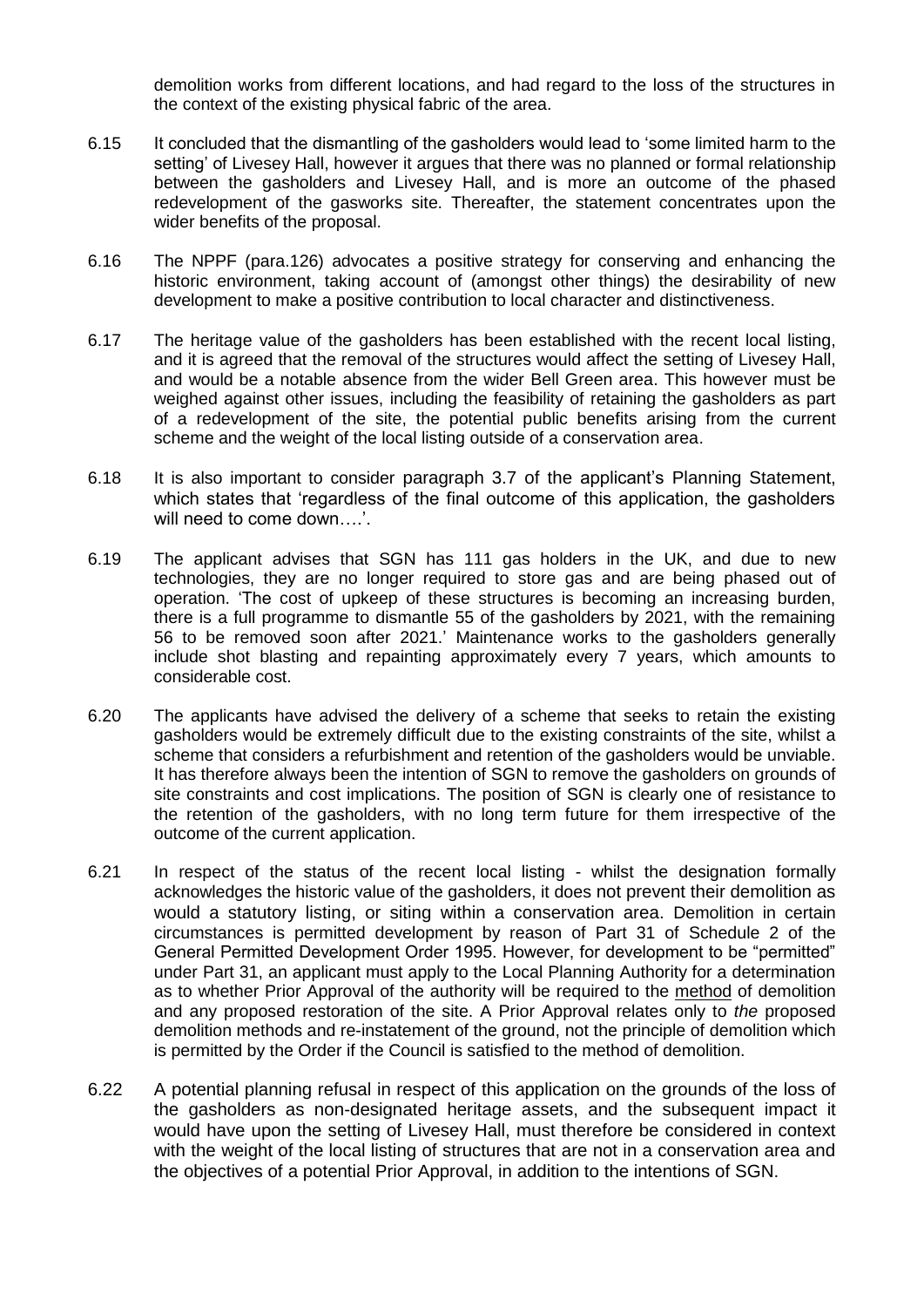demolition works from different locations, and had regard to the loss of the structures in the context of the existing physical fabric of the area.

6.15 It concluded that the dismantling of the gasholders would lead to 'some limited harm to the setting' of Livesey Hall, however it argues that there was no planned or formal relationship between the gasholders and Livesey Hall, and is more an outcome of the phased redevelopment of the gasworks site. Thereafter, the statement concentrates upon the wider benefits of the proposal.

6.16 The NPPF (para.126) advocates a positive strategy for conserving and enhancing the historic environment, taking account of (amongst other things) the desirability of new development to make a positive contribution to local character and distinctiveness.

6.17 The heritage value of the gasholders has been established with the recent local listing, and it is agreed that the removal of the structures would affect the setting of Livesey Hall, and would be a notable absence from the wider Bell Green area. This however must be weighed against other issues, including the feasibility of retaining the gasholders as part of a redevelopment of the site, the potential public benefits arising from the current scheme and the weight of the local listing outside of a conservation area.

6.18 It is also important to consider paragraph 3.7 of the applicant's Planning Statement, which states that 'regardless of the final outcome of this application, the gasholders will need to come down….'.

6.19 The applicant advises that SGN has 111 gas holders in the UK, and due to new technologies, they are no longer required to store gas and are being phased out of operation. 'The cost of upkeep of these structures is becoming an increasing burden, there is a full programme to dismantle 55 of the gasholders by 2021, with the remaining 56 to be removed soon after 2021.' Maintenance works to the gasholders generally include shot blasting and repainting approximately every 7 years, which amounts to considerable cost.

6.20 The applicants have advised the delivery of a scheme that seeks to retain the existing gasholders would be extremely difficult due to the existing constraints of the site, whilst a scheme that considers a refurbishment and retention of the gasholders would be unviable. It has therefore always been the intention of SGN to remove the gasholders on grounds of site constraints and cost implications. The position of SGN is clearly one of resistance to the retention of the gasholders, with no long term future for them irrespective of the outcome of the current application.

6.21 In respect of the status of the recent local listing - whilst the designation formally acknowledges the historic value of the gasholders, it does not prevent their demolition as would a statutory listing, or siting within a conservation area. Demolition in certain circumstances is permitted development by reason of Part 31 of Schedule 2 of the General Permitted Development Order 1995. However, for development to be "permitted" under Part 31, an applicant must apply to the Local Planning Authority for a determination as to whether Prior Approval of the authority will be required to the method of demolition and any proposed restoration of the site. A Prior Approval relates only to *the* proposed demolition methods and re-instatement of the ground, not the principle of demolition which is permitted by the Order if the Council is satisfied to the method of demolition.

6.22 A potential planning refusal in respect of this application on the grounds of the loss of the gasholders as non-designated heritage assets, and the subsequent impact it would have upon the setting of Livesey Hall, must therefore be considered in context with the weight of the local listing of structures that are not in a conservation area and the objectives of a potential Prior Approval, in addition to the intentions of SGN.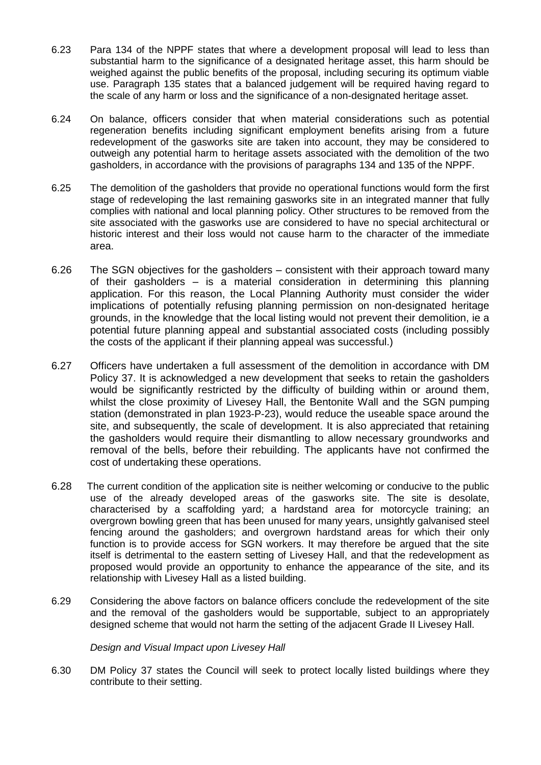6.23 Para 134 of the NPPF states that where a development proposal will lead to less than substantial harm to the significance of a designated heritage asset, this harm should be weighed against the public benefits of the proposal, including securing its optimum viable use. Paragraph 135 states that a balanced judgement will be required having regard to the scale of any harm or loss and the significance of a non-designated heritage asset.

6.24 On balance, officers consider that when material considerations such as potential regeneration benefits including significant employment benefits arising from a future redevelopment of the gasworks site are taken into account, they may be considered to outweigh any potential harm to heritage assets associated with the demolition of the two gasholders, in accordance with the provisions of paragraphs 134 and 135 of the NPPF.

6.25 The demolition of the gasholders that provide no operational functions would form the first stage of redeveloping the last remaining gasworks site in an integrated manner that fully complies with national and local planning policy. Other structures to be removed from the site associated with the gasworks use are considered to have no special architectural or historic interest and their loss would not cause harm to the character of the immediate area.

6.26 The SGN objectives for the gasholders – consistent with their approach toward many of their gasholders – is a material consideration in determining this planning application. For this reason, the Local Planning Authority must consider the wider implications of potentially refusing planning permission on non-designated heritage grounds, in the knowledge that the local listing would not prevent their demolition, ie a potential future planning appeal and substantial associated costs (including possibly the costs of the applicant if their planning appeal was successful.)

6.27 Officers have undertaken a full assessment of the demolition in accordance with DM Policy 37. It is acknowledged a new development that seeks to retain the gasholders would be significantly restricted by the difficulty of building within or around them, whilst the close proximity of Livesey Hall, the Bentonite Wall and the SGN pumping station (demonstrated in plan 1923-P-23), would reduce the useable space around the site, and subsequently, the scale of development. It is also appreciated that retaining the gasholders would require their dismantling to allow necessary groundworks and removal of the bells, before their rebuilding. The applicants have not confirmed the cost of undertaking these operations.

6.28 The current condition of the application site is neither welcoming or conducive to the public use of the already developed areas of the gasworks site. The site is desolate, characterised by a scaffolding yard; a hardstand area for motorcycle training; an overgrown bowling green that has been unused for many years, unsightly galvanised steel fencing around the gasholders; and overgrown hardstand areas for which their only function is to provide access for SGN workers. It may therefore be argued that the site itself is detrimental to the eastern setting of Livesey Hall, and that the redevelopment as proposed would provide an opportunity to enhance the appearance of the site, and its relationship with Livesey Hall as a listed building.

6.29 Considering the above factors on balance officers conclude the redevelopment of the site and the removal of the gasholders would be supportable, subject to an appropriately designed scheme that would not harm the setting of the adjacent Grade II Livesey Hall.

*Design and Visual Impact upon Livesey Hall*

6.30 DM Policy 37 states the Council will seek to protect locally listed buildings where they contribute to their setting.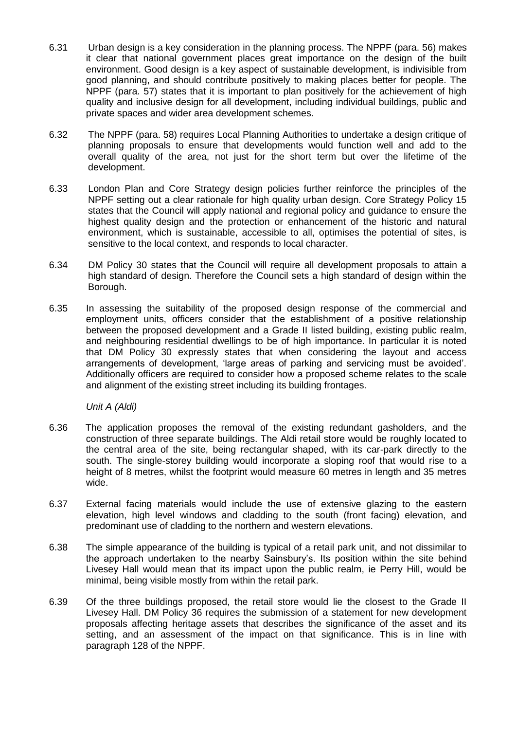6.31 Urban design is a key consideration in the planning process. The NPPF (para. 56) makes it clear that national government places great importance on the design of the built environment. Good design is a key aspect of sustainable development, is indivisible from good planning, and should contribute positively to making places better for people. The NPPF (para. 57) states that it is important to plan positively for the achievement of high quality and inclusive design for all development, including individual buildings, public and private spaces and wider area development schemes.

6.32 The NPPF (para. 58) requires Local Planning Authorities to undertake a design critique of planning proposals to ensure that developments would function well and add to the overall quality of the area, not just for the short term but over the lifetime of the development.

6.33 London Plan and Core Strategy design policies further reinforce the principles of the NPPF setting out a clear rationale for high quality urban design. Core Strategy Policy 15 states that the Council will apply national and regional policy and guidance to ensure the highest quality design and the protection or enhancement of the historic and natural environment, which is sustainable, accessible to all, optimises the potential of sites, is sensitive to the local context, and responds to local character.

6.34 DM Policy 30 states that the Council will require all development proposals to attain a high standard of design. Therefore the Council sets a high standard of design within the Borough.

6.35 In assessing the suitability of the proposed design response of the commercial and employment units, officers consider that the establishment of a positive relationship between the proposed development and a Grade II listed building, existing public realm, and neighbouring residential dwellings to be of high importance. In particular it is noted that DM Policy 30 expressly states that when considering the layout and access arrangements of development, 'large areas of parking and servicing must be avoided'. Additionally officers are required to consider how a proposed scheme relates to the scale and alignment of the existing street including its building frontages.

*Unit A (Aldi)*

6.36 The application proposes the removal of the existing redundant gasholders, and the construction of three separate buildings. The Aldi retail store would be roughly located to the central area of the site, being rectangular shaped, with its car-park directly to the south. The single-storey building would incorporate a sloping roof that would rise to a height of 8 metres, whilst the footprint would measure 60 metres in length and 35 metres wide.

6.37 External facing materials would include the use of extensive glazing to the eastern elevation, high level windows and cladding to the south (front facing) elevation, and predominant use of cladding to the northern and western elevations.

6.38 The simple appearance of the building is typical of a retail park unit, and not dissimilar to the approach undertaken to the nearby Sainsbury's. Its position within the site behind Livesey Hall would mean that its impact upon the public realm, ie Perry Hill, would be minimal, being visible mostly from within the retail park.

6.39 Of the three buildings proposed, the retail store would lie the closest to the Grade II Livesey Hall. DM Policy 36 requires the submission of a statement for new development proposals affecting heritage assets that describes the significance of the asset and its setting, and an assessment of the impact on that significance. This is in line with paragraph 128 of the NPPF.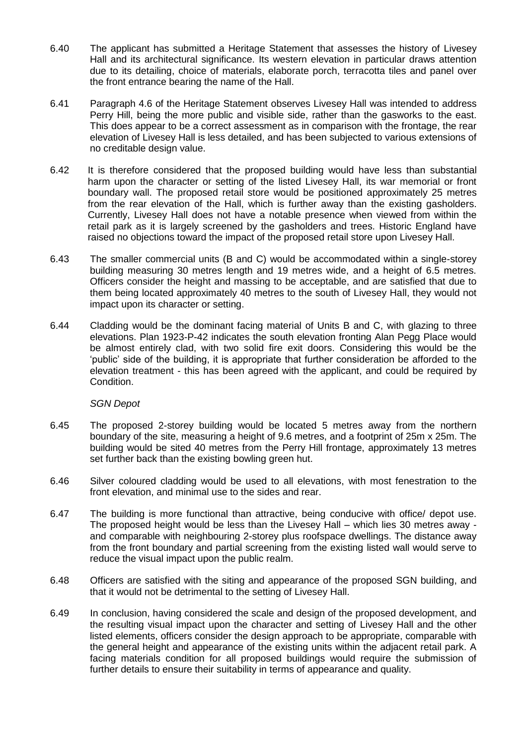6.40 The applicant has submitted a Heritage Statement that assesses the history of Livesey Hall and its architectural significance. Its western elevation in particular draws attention due to its detailing, choice of materials, elaborate porch, terracotta tiles and panel over the front entrance bearing the name of the Hall.

6.41 Paragraph 4.6 of the Heritage Statement observes Livesey Hall was intended to address Perry Hill, being the more public and visible side, rather than the gasworks to the east. This does appear to be a correct assessment as in comparison with the frontage, the rear elevation of Livesey Hall is less detailed, and has been subjected to various extensions of no creditable design value.

6.42 It is therefore considered that the proposed building would have less than substantial harm upon the character or setting of the listed Livesey Hall, its war memorial or front boundary wall. The proposed retail store would be positioned approximately 25 metres from the rear elevation of the Hall, which is further away than the existing gasholders. Currently, Livesey Hall does not have a notable presence when viewed from within the retail park as it is largely screened by the gasholders and trees. Historic England have raised no objections toward the impact of the proposed retail store upon Livesey Hall.

6.43 The smaller commercial units (B and C) would be accommodated within a single-storey building measuring 30 metres length and 19 metres wide, and a height of 6.5 metres. Officers consider the height and massing to be acceptable, and are satisfied that due to them being located approximately 40 metres to the south of Livesey Hall, they would not impact upon its character or setting.

6.44 Cladding would be the dominant facing material of Units B and C, with glazing to three elevations. Plan 1923-P-42 indicates the south elevation fronting Alan Pegg Place would be almost entirely clad, with two solid fire exit doors. Considering this would be the 'public' side of the building, it is appropriate that further consideration be afforded to the elevation treatment - this has been agreed with the applicant, and could be required by Condition.

*SGN Depot*

6.45 The proposed 2-storey building would be located 5 metres away from the northern boundary of the site, measuring a height of 9.6 metres, and a footprint of 25m x 25m. The building would be sited 40 metres from the Perry Hill frontage, approximately 13 metres set further back than the existing bowling green hut.

6.46 Silver coloured cladding would be used to all elevations, with most fenestration to the front elevation, and minimal use to the sides and rear.

6.47 The building is more functional than attractive, being conducive with office/ depot use. The proposed height would be less than the Livesey Hall – which lies 30 metres away - and comparable with neighbouring 2-storey plus roofspace dwellings. The distance away from the front boundary and partial screening from the existing listed wall would serve to reduce the visual impact upon the public realm.

6.48 Officers are satisfied with the siting and appearance of the proposed SGN building, and that it would not be detrimental to the setting of Livesey Hall.

6.49 In conclusion, having considered the scale and design of the proposed development, and the resulting visual impact upon the character and setting of Livesey Hall and the other listed elements, officers consider the design approach to be appropriate, comparable with the general height and appearance of the existing units within the adjacent retail park. A facing materials condition for all proposed buildings would require the submission of further details to ensure their suitability in terms of appearance and quality.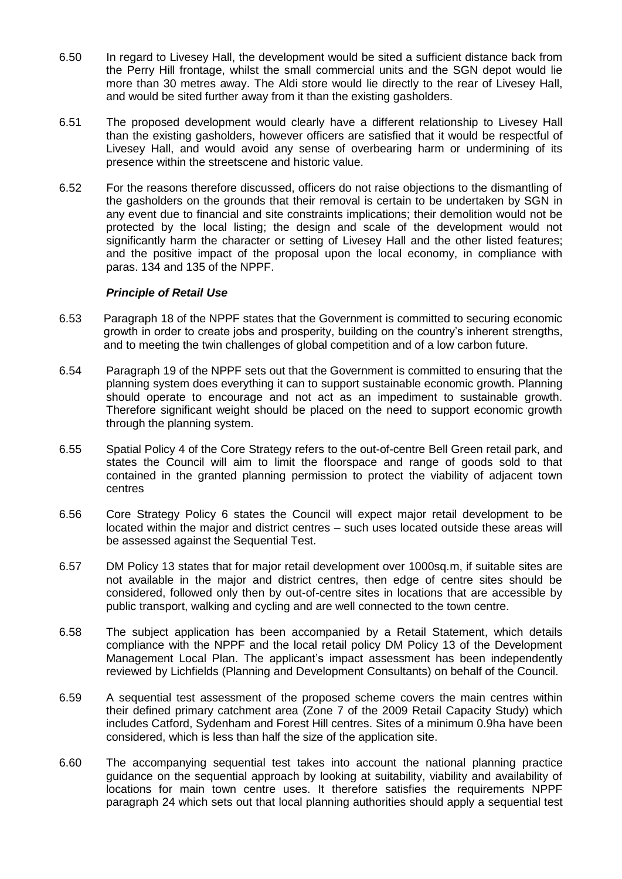6.50 In regard to Livesey Hall, the development would be sited a sufficient distance back from the Perry Hill frontage, whilst the small commercial units and the SGN depot would lie more than 30 metres away. The Aldi store would lie directly to the rear of Livesey Hall, and would be sited further away from it than the existing gasholders.

6.51 The proposed development would clearly have a different relationship to Livesey Hall than the existing gasholders, however officers are satisfied that it would be respectful of Livesey Hall, and would avoid any sense of overbearing harm or undermining of its presence within the streetscene and historic value.

6.52 For the reasons therefore discussed, officers do not raise objections to the dismantling of the gasholders on the grounds that their removal is certain to be undertaken by SGN in any event due to financial and site constraints implications; their demolition would not be protected by the local listing; the design and scale of the development would not significantly harm the character or setting of Livesey Hall and the other listed features; and the positive impact of the proposal upon the local economy, in compliance with paras. 134 and 135 of the NPPF.

***Principle of Retail Use***

6.53 Paragraph 18 of the NPPF states that the Government is committed to securing economic growth in order to create jobs and prosperity, building on the country's inherent strengths, and to meeting the twin challenges of global competition and of a low carbon future.

6.54 Paragraph 19 of the NPPF sets out that the Government is committed to ensuring that the planning system does everything it can to support sustainable economic growth. Planning should operate to encourage and not act as an impediment to sustainable growth. Therefore significant weight should be placed on the need to support economic growth through the planning system.

6.55 Spatial Policy 4 of the Core Strategy refers to the out-of-centre Bell Green retail park, and states the Council will aim to limit the floorspace and range of goods sold to that contained in the granted planning permission to protect the viability of adjacent town centres

6.56 Core Strategy Policy 6 states the Council will expect major retail development to be located within the major and district centres – such uses located outside these areas will be assessed against the Sequential Test.

6.57 DM Policy 13 states that for major retail development over 1000sq.m, if suitable sites are not available in the major and district centres, then edge of centre sites should be considered, followed only then by out-of-centre sites in locations that are accessible by public transport, walking and cycling and are well connected to the town centre.

6.58 The subject application has been accompanied by a Retail Statement, which details compliance with the NPPF and the local retail policy DM Policy 13 of the Development Management Local Plan. The applicant's impact assessment has been independently reviewed by Lichfields (Planning and Development Consultants) on behalf of the Council.

6.59 A sequential test assessment of the proposed scheme covers the main centres within their defined primary catchment area (Zone 7 of the 2009 Retail Capacity Study) which includes Catford, Sydenham and Forest Hill centres. Sites of a minimum 0.9ha have been considered, which is less than half the size of the application site.

6.60 The accompanying sequential test takes into account the national planning practice guidance on the sequential approach by looking at suitability, viability and availability of locations for main town centre uses. It therefore satisfies the requirements NPPF paragraph 24 which sets out that local planning authorities should apply a sequential test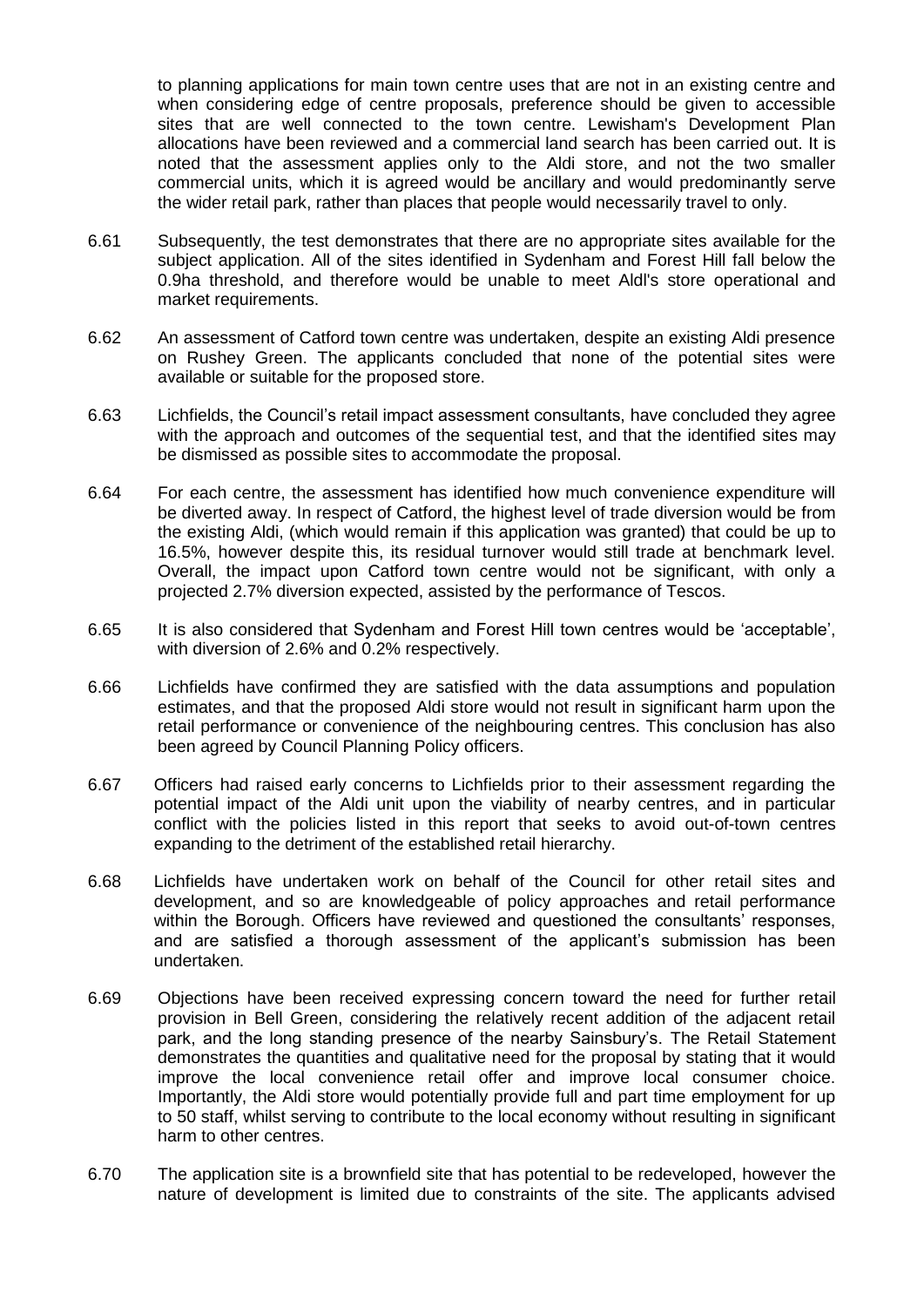to planning applications for main town centre uses that are not in an existing centre and when considering edge of centre proposals, preference should be given to accessible sites that are well connected to the town centre. Lewisham's Development Plan allocations have been reviewed and a commercial land search has been carried out. It is noted that the assessment applies only to the Aldi store, and not the two smaller commercial units, which it is agreed would be ancillary and would predominantly serve the wider retail park, rather than places that people would necessarily travel to only.

6.61 Subsequently, the test demonstrates that there are no appropriate sites available for the subject application. All of the sites identified in Sydenham and Forest Hill fall below the 0.9ha threshold, and therefore would be unable to meet Aldl's store operational and market requirements.

6.62 An assessment of Catford town centre was undertaken, despite an existing Aldi presence on Rushey Green. The applicants concluded that none of the potential sites were available or suitable for the proposed store.

6.63 Lichfields, the Council's retail impact assessment consultants, have concluded they agree with the approach and outcomes of the sequential test, and that the identified sites may be dismissed as possible sites to accommodate the proposal.

6.64 For each centre, the assessment has identified how much convenience expenditure will be diverted away. In respect of Catford, the highest level of trade diversion would be from the existing Aldi, (which would remain if this application was granted) that could be up to 16.5%, however despite this, its residual turnover would still trade at benchmark level. Overall, the impact upon Catford town centre would not be significant, with only a projected 2.7% diversion expected, assisted by the performance of Tescos.

6.65 It is also considered that Sydenham and Forest Hill town centres would be 'acceptable', with diversion of 2.6% and 0.2% respectively.

6.66 Lichfields have confirmed they are satisfied with the data assumptions and population estimates, and that the proposed Aldi store would not result in significant harm upon the retail performance or convenience of the neighbouring centres. This conclusion has also been agreed by Council Planning Policy officers.

6.67 Officers had raised early concerns to Lichfields prior to their assessment regarding the potential impact of the Aldi unit upon the viability of nearby centres, and in particular conflict with the policies listed in this report that seeks to avoid out-of-town centres expanding to the detriment of the established retail hierarchy.

6.68 Lichfields have undertaken work on behalf of the Council for other retail sites and development, and so are knowledgeable of policy approaches and retail performance within the Borough. Officers have reviewed and questioned the consultants' responses, and are satisfied a thorough assessment of the applicant's submission has been undertaken.

6.69 Objections have been received expressing concern toward the need for further retail provision in Bell Green, considering the relatively recent addition of the adjacent retail park, and the long standing presence of the nearby Sainsbury's. The Retail Statement demonstrates the quantities and qualitative need for the proposal by stating that it would improve the local convenience retail offer and improve local consumer choice. Importantly, the Aldi store would potentially provide full and part time employment for up to 50 staff, whilst serving to contribute to the local economy without resulting in significant harm to other centres.

6.70 The application site is a brownfield site that has potential to be redeveloped, however the nature of development is limited due to constraints of the site. The applicants advised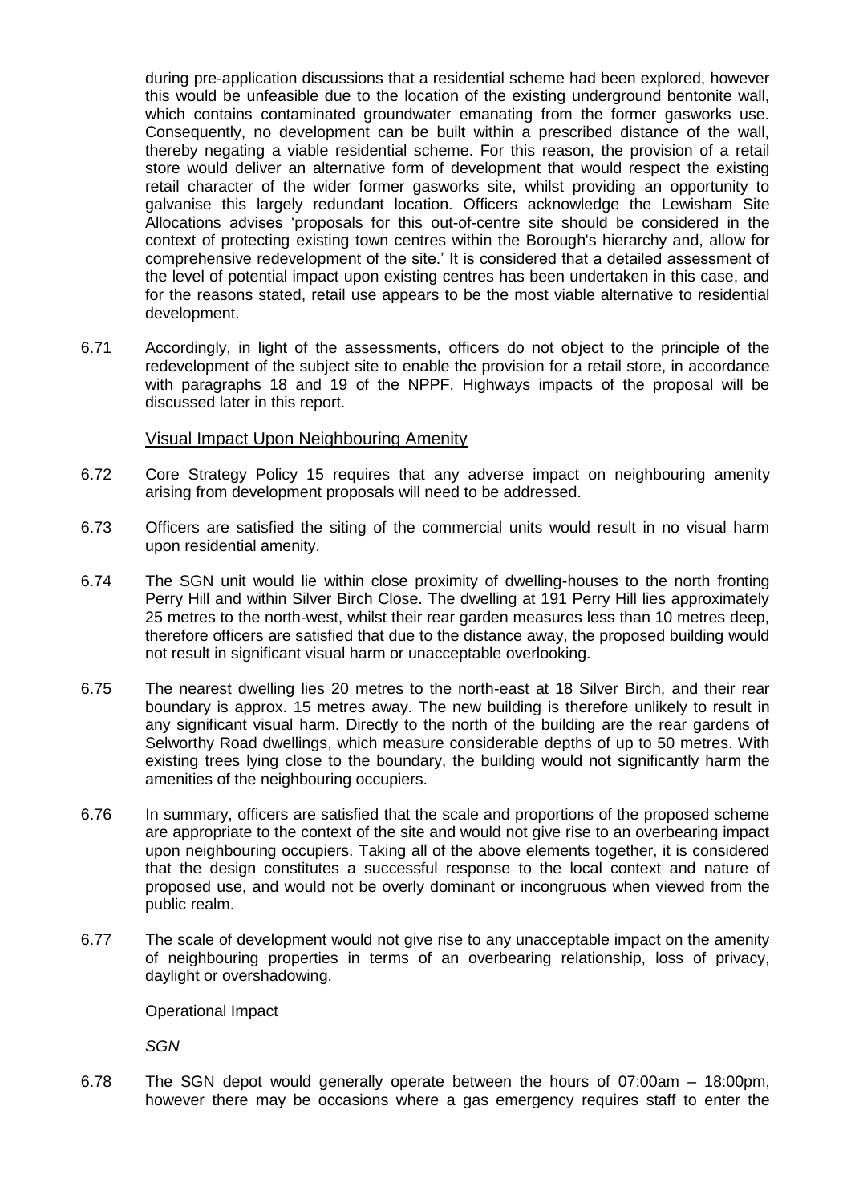during pre-application discussions that a residential scheme had been explored, however this would be unfeasible due to the location of the existing underground bentonite wall, which contains contaminated groundwater emanating from the former gasworks use. Consequently, no development can be built within a prescribed distance of the wall, thereby negating a viable residential scheme. For this reason, the provision of a retail store would deliver an alternative form of development that would respect the existing retail character of the wider former gasworks site, whilst providing an opportunity to galvanise this largely redundant location. Officers acknowledge the Lewisham Site Allocations advises 'proposals for this out-of-centre site should be considered in the context of protecting existing town centres within the Borough's hierarchy and, allow for comprehensive redevelopment of the site.' It is considered that a detailed assessment of the level of potential impact upon existing centres has been undertaken in this case, and for the reasons stated, retail use appears to be the most viable alternative to residential development.

6.71 Accordingly, in light of the assessments, officers do not object to the principle of the redevelopment of the subject site to enable the provision for a retail store, in accordance with paragraphs 18 and 19 of the NPPF. Highways impacts of the proposal will be discussed later in this report.

Visual Impact Upon Neighbouring Amenity

6.72 Core Strategy Policy 15 requires that any adverse impact on neighbouring amenity arising from development proposals will need to be addressed.

6.73 Officers are satisfied the siting of the commercial units would result in no visual harm upon residential amenity.

6.74 The SGN unit would lie within close proximity of dwelling-houses to the north fronting Perry Hill and within Silver Birch Close. The dwelling at 191 Perry Hill lies approximately 25 metres to the north-west, whilst their rear garden measures less than 10 metres deep, therefore officers are satisfied that due to the distance away, the proposed building would not result in significant visual harm or unacceptable overlooking.

6.75 The nearest dwelling lies 20 metres to the north-east at 18 Silver Birch, and their rear boundary is approx. 15 metres away. The new building is therefore unlikely to result in any significant visual harm. Directly to the north of the building are the rear gardens of Selworthy Road dwellings, which measure considerable depths of up to 50 metres. With existing trees lying close to the boundary, the building would not significantly harm the amenities of the neighbouring occupiers.

6.76 In summary, officers are satisfied that the scale and proportions of the proposed scheme are appropriate to the context of the site and would not give rise to an overbearing impact upon neighbouring occupiers. Taking all of the above elements together, it is considered that the design constitutes a successful response to the local context and nature of proposed use, and would not be overly dominant or incongruous when viewed from the public realm.

6.77 The scale of development would not give rise to any unacceptable impact on the amenity of neighbouring properties in terms of an overbearing relationship, loss of privacy, daylight or overshadowing.

Operational Impact

*SGN*

6.78 The SGN depot would generally operate between the hours of 07:00am – 18:00pm, however there may be occasions where a gas emergency requires staff to enter the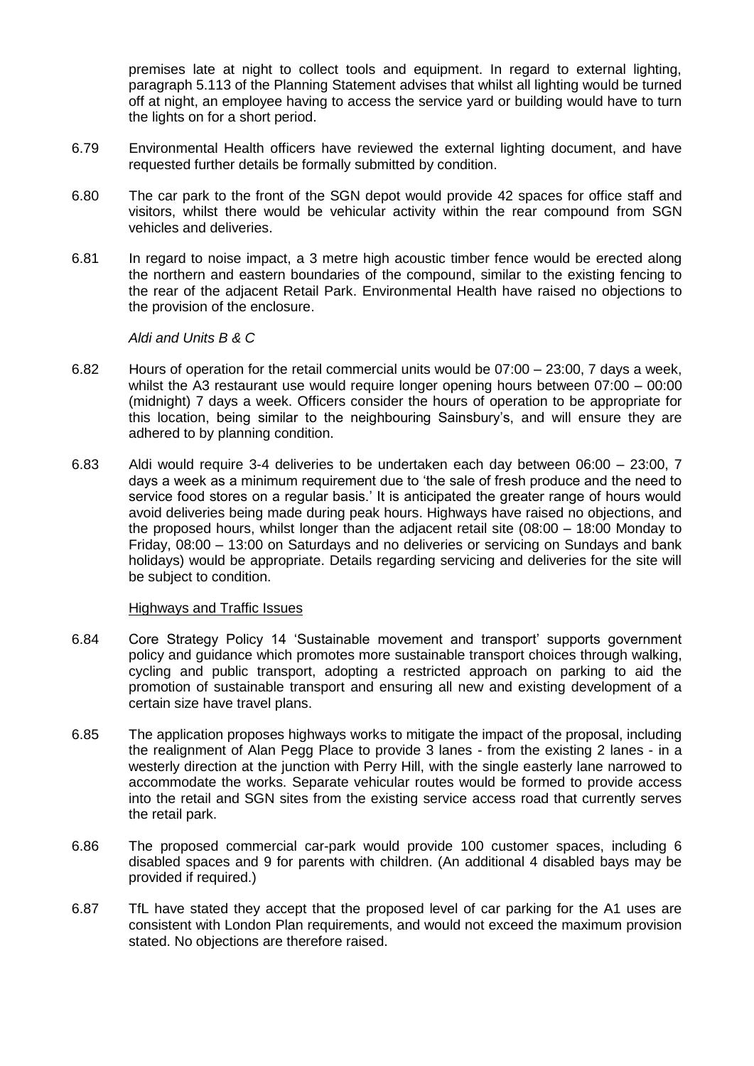premises late at night to collect tools and equipment. In regard to external lighting, paragraph 5.113 of the Planning Statement advises that whilst all lighting would be turned off at night, an employee having to access the service yard or building would have to turn the lights on for a short period.

6.79 Environmental Health officers have reviewed the external lighting document, and have requested further details be formally submitted by condition.

6.80 The car park to the front of the SGN depot would provide 42 spaces for office staff and visitors, whilst there would be vehicular activity within the rear compound from SGN vehicles and deliveries.

6.81 In regard to noise impact, a 3 metre high acoustic timber fence would be erected along the northern and eastern boundaries of the compound, similar to the existing fencing to the rear of the adjacent Retail Park. Environmental Health have raised no objections to the provision of the enclosure.

*Aldi and Units B & C*

6.82 Hours of operation for the retail commercial units would be 07:00 – 23:00, 7 days a week, whilst the A3 restaurant use would require longer opening hours between 07:00 – 00:00 (midnight) 7 days a week. Officers consider the hours of operation to be appropriate for this location, being similar to the neighbouring Sainsbury's, and will ensure they are adhered to by planning condition.

6.83 Aldi would require 3-4 deliveries to be undertaken each day between 06:00 – 23:00, 7 days a week as a minimum requirement due to 'the sale of fresh produce and the need to service food stores on a regular basis.' It is anticipated the greater range of hours would avoid deliveries being made during peak hours. Highways have raised no objections, and the proposed hours, whilst longer than the adjacent retail site (08:00 – 18:00 Monday to Friday, 08:00 – 13:00 on Saturdays and no deliveries or servicing on Sundays and bank holidays) would be appropriate. Details regarding servicing and deliveries for the site will be subject to condition.

<u>Highways and Traffic Issues</u>

6.84 Core Strategy Policy 14 'Sustainable movement and transport' supports government policy and guidance which promotes more sustainable transport choices through walking, cycling and public transport, adopting a restricted approach on parking to aid the promotion of sustainable transport and ensuring all new and existing development of a certain size have travel plans.

6.85 The application proposes highways works to mitigate the impact of the proposal, including the realignment of Alan Pegg Place to provide 3 lanes - from the existing 2 lanes - in a westerly direction at the junction with Perry Hill, with the single easterly lane narrowed to accommodate the works. Separate vehicular routes would be formed to provide access into the retail and SGN sites from the existing service access road that currently serves the retail park.

6.86 The proposed commercial car-park would provide 100 customer spaces, including 6 disabled spaces and 9 for parents with children. (An additional 4 disabled bays may be provided if required.)

6.87 TfL have stated they accept that the proposed level of car parking for the A1 uses are consistent with London Plan requirements, and would not exceed the maximum provision stated. No objections are therefore raised.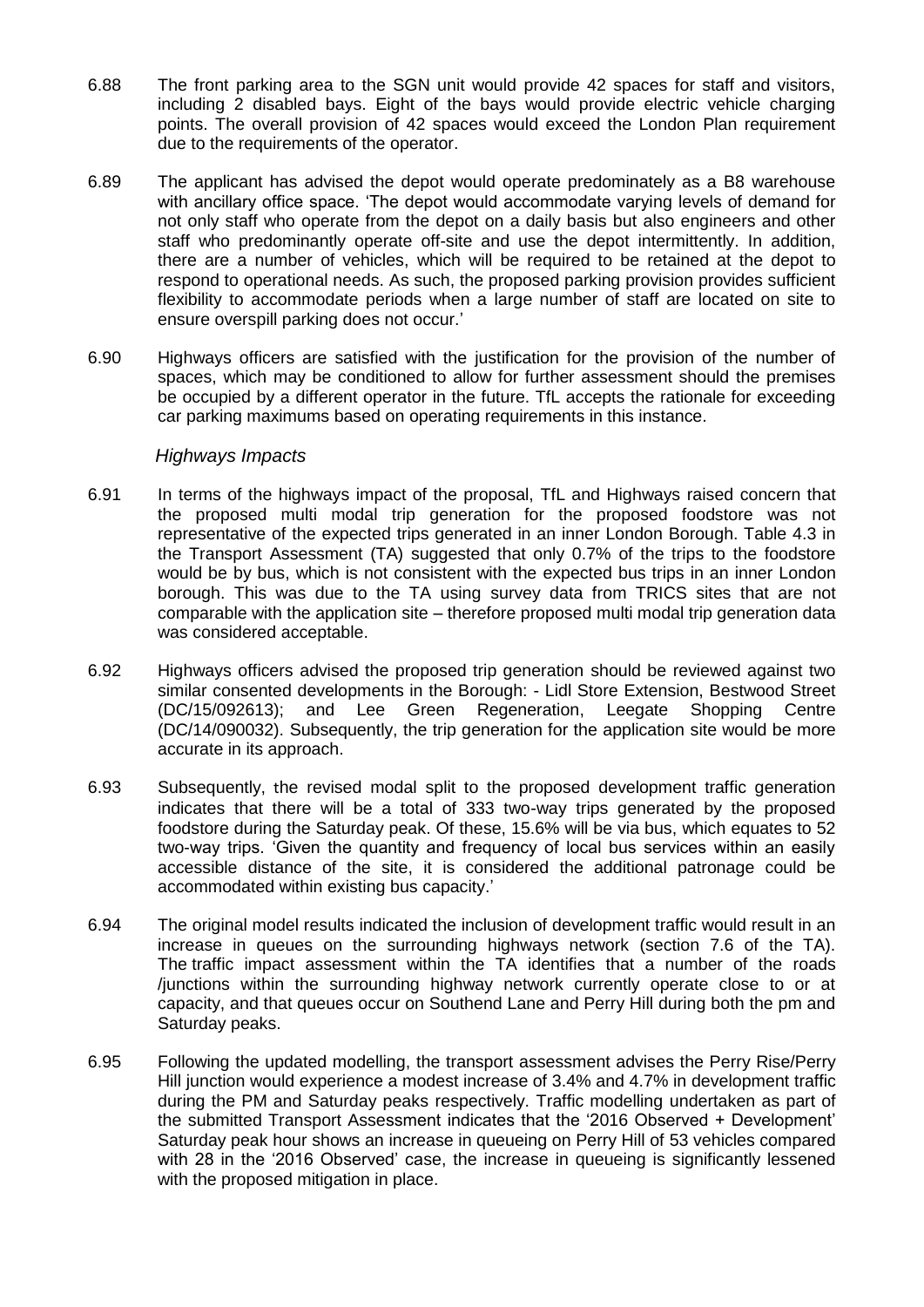6.88 The front parking area to the SGN unit would provide 42 spaces for staff and visitors, including 2 disabled bays. Eight of the bays would provide electric vehicle charging points. The overall provision of 42 spaces would exceed the London Plan requirement due to the requirements of the operator.

6.89 The applicant has advised the depot would operate predominately as a B8 warehouse with ancillary office space. 'The depot would accommodate varying levels of demand for not only staff who operate from the depot on a daily basis but also engineers and other staff who predominantly operate off-site and use the depot intermittently. In addition, there are a number of vehicles, which will be required to be retained at the depot to respond to operational needs. As such, the proposed parking provision provides sufficient flexibility to accommodate periods when a large number of staff are located on site to ensure overspill parking does not occur.'

6.90 Highways officers are satisfied with the justification for the provision of the number of spaces, which may be conditioned to allow for further assessment should the premises be occupied by a different operator in the future. TfL accepts the rationale for exceeding car parking maximums based on operating requirements in this instance.

*Highways Impacts*

6.91 In terms of the highways impact of the proposal, TfL and Highways raised concern that the proposed multi modal trip generation for the proposed foodstore was not representative of the expected trips generated in an inner London Borough. Table 4.3 in the Transport Assessment (TA) suggested that only 0.7% of the trips to the foodstore would be by bus, which is not consistent with the expected bus trips in an inner London borough. This was due to the TA using survey data from TRICS sites that are not comparable with the application site – therefore proposed multi modal trip generation data was considered acceptable.

6.92 Highways officers advised the proposed trip generation should be reviewed against two similar consented developments in the Borough: - Lidl Store Extension, Bestwood Street (DC/15/092613); and Lee Green Regeneration, Leegate Shopping Centre (DC/14/090032). Subsequently, the trip generation for the application site would be more accurate in its approach.

6.93 Subsequently, the revised modal split to the proposed development traffic generation indicates that there will be a total of 333 two-way trips generated by the proposed foodstore during the Saturday peak. Of these, 15.6% will be via bus, which equates to 52 two-way trips. 'Given the quantity and frequency of local bus services within an easily accessible distance of the site, it is considered the additional patronage could be accommodated within existing bus capacity.'

6.94 The original model results indicated the inclusion of development traffic would result in an increase in queues on the surrounding highways network (section 7.6 of the TA). The traffic impact assessment within the TA identifies that a number of the roads /junctions within the surrounding highway network currently operate close to or at capacity, and that queues occur on Southend Lane and Perry Hill during both the pm and Saturday peaks.

6.95 Following the updated modelling, the transport assessment advises the Perry Rise/Perry Hill junction would experience a modest increase of 3.4% and 4.7% in development traffic during the PM and Saturday peaks respectively. Traffic modelling undertaken as part of the submitted Transport Assessment indicates that the '2016 Observed + Development' Saturday peak hour shows an increase in queueing on Perry Hill of 53 vehicles compared with 28 in the '2016 Observed' case, the increase in queueing is significantly lessened with the proposed mitigation in place.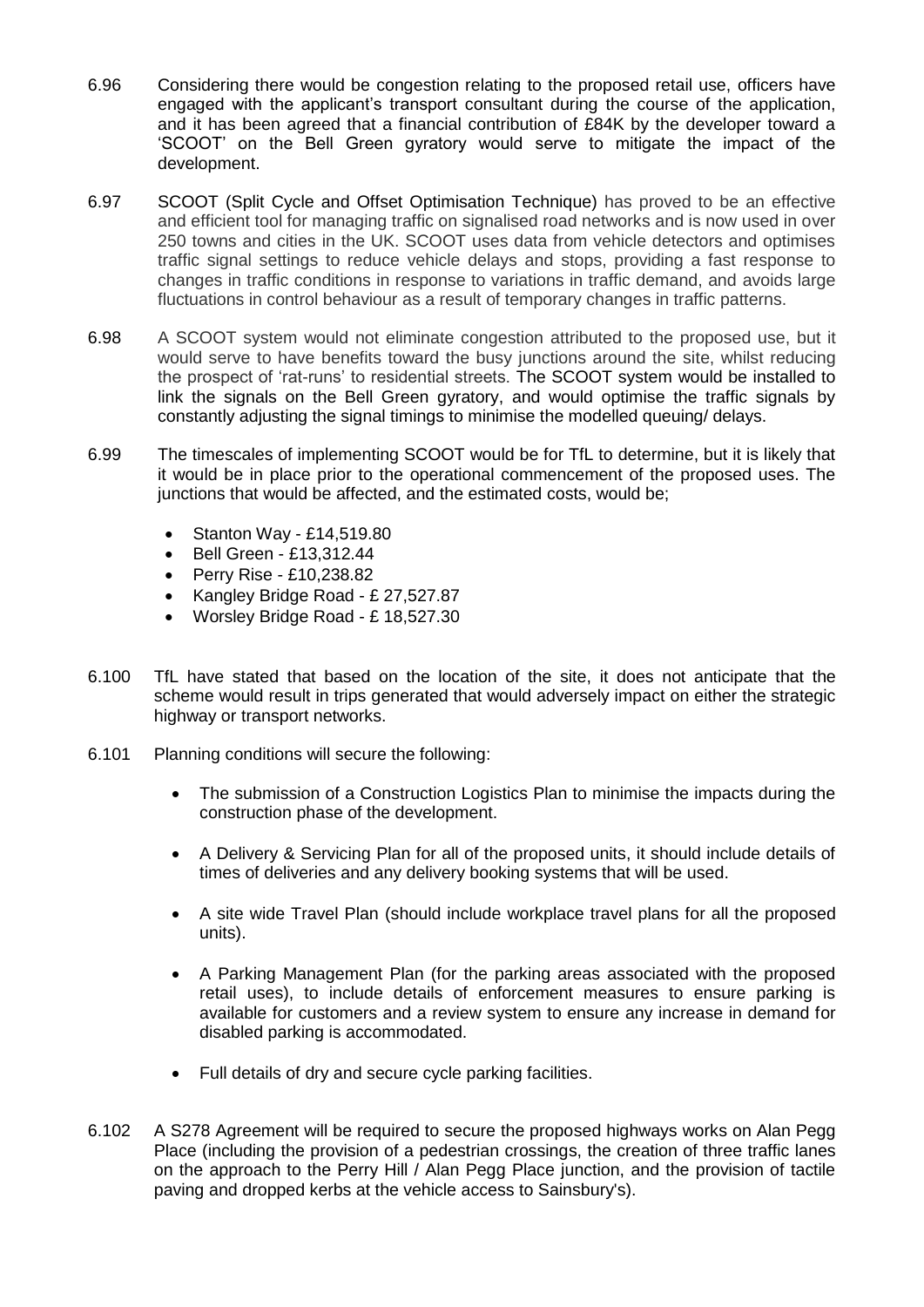6.96 Considering there would be congestion relating to the proposed retail use, officers have engaged with the applicant's transport consultant during the course of the application, and it has been agreed that a financial contribution of £84K by the developer toward a 'SCOOT' on the Bell Green gyratory would serve to mitigate the impact of the development.

6.97 SCOOT (Split Cycle and Offset Optimisation Technique) has proved to be an effective and efficient tool for managing traffic on signalised road networks and is now used in over 250 towns and cities in the UK. SCOOT uses data from vehicle detectors and optimises traffic signal settings to reduce vehicle delays and stops, providing a fast response to changes in traffic conditions in response to variations in traffic demand, and avoids large fluctuations in control behaviour as a result of temporary changes in traffic patterns.

6.98 A SCOOT system would not eliminate congestion attributed to the proposed use, but it would serve to have benefits toward the busy junctions around the site, whilst reducing the prospect of 'rat-runs' to residential streets. The SCOOT system would be installed to link the signals on the Bell Green gyratory, and would optimise the traffic signals by constantly adjusting the signal timings to minimise the modelled queuing/ delays.

6.99 The timescales of implementing SCOOT would be for TfL to determine, but it is likely that it would be in place prior to the operational commencement of the proposed uses. The junctions that would be affected, and the estimated costs, would be;

- Stanton Way - £14,519.80
- Bell Green - £13,312.44
- Perry Rise - £10,238.82
- Kangley Bridge Road - £ 27,527.87
- Worsley Bridge Road - £ 18,527.30

6.100 TfL have stated that based on the location of the site, it does not anticipate that the scheme would result in trips generated that would adversely impact on either the strategic highway or transport networks.

6.101 Planning conditions will secure the following:

- The submission of a Construction Logistics Plan to minimise the impacts during the construction phase of the development.
- A Delivery & Servicing Plan for all of the proposed units, it should include details of times of deliveries and any delivery booking systems that will be used.
- A site wide Travel Plan (should include workplace travel plans for all the proposed units).
- A Parking Management Plan (for the parking areas associated with the proposed retail uses), to include details of enforcement measures to ensure parking is available for customers and a review system to ensure any increase in demand for disabled parking is accommodated.
- Full details of dry and secure cycle parking facilities.

6.102 A S278 Agreement will be required to secure the proposed highways works on Alan Pegg Place (including the provision of a pedestrian crossings, the creation of three traffic lanes on the approach to the Perry Hill / Alan Pegg Place junction, and the provision of tactile paving and dropped kerbs at the vehicle access to Sainsbury's).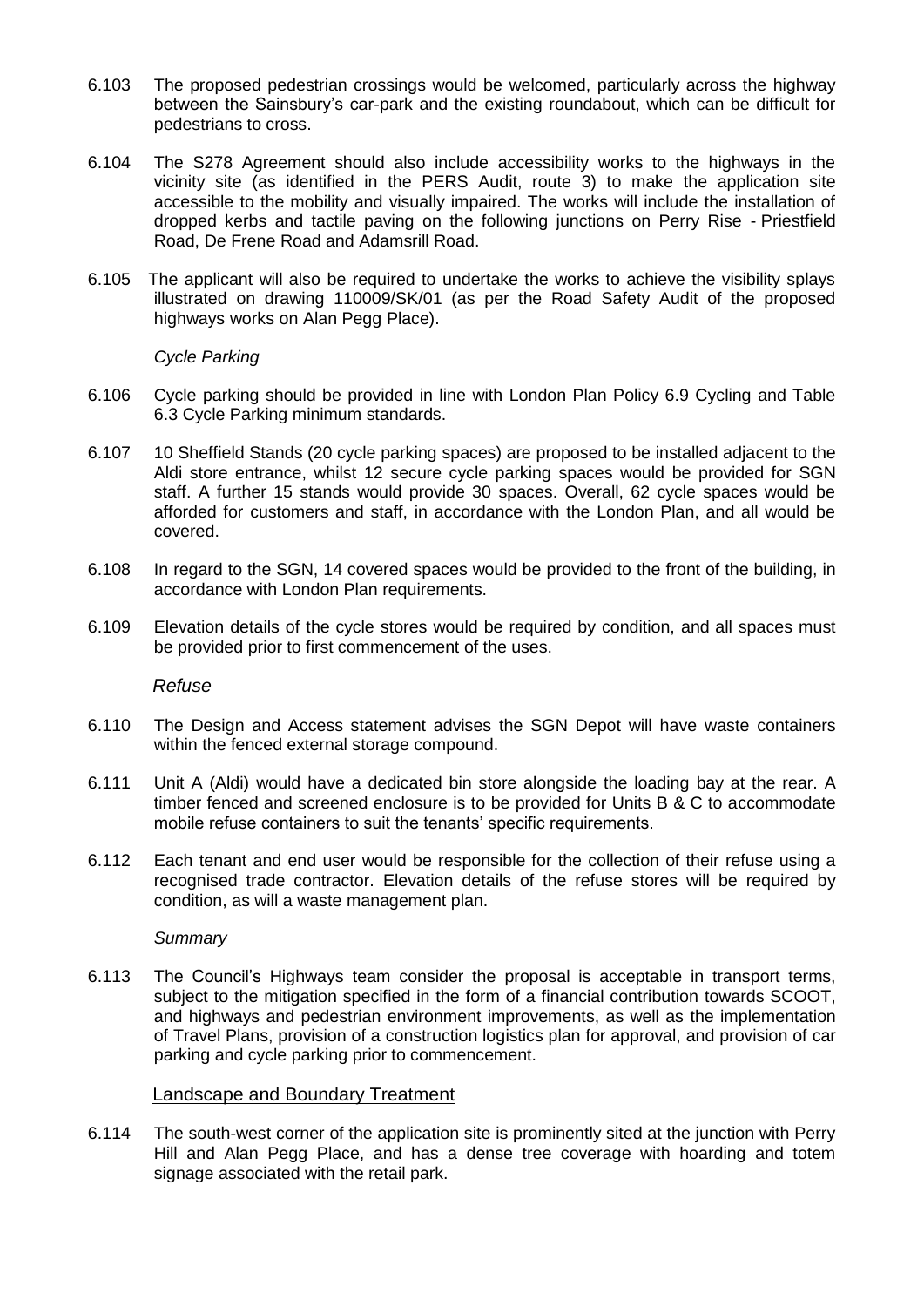6.103 The proposed pedestrian crossings would be welcomed, particularly across the highway between the Sainsbury's car-park and the existing roundabout, which can be difficult for pedestrians to cross.

6.104 The S278 Agreement should also include accessibility works to the highways in the vicinity site (as identified in the PERS Audit, route 3) to make the application site accessible to the mobility and visually impaired. The works will include the installation of dropped kerbs and tactile paving on the following junctions on Perry Rise - Priestfield Road, De Frene Road and Adamsrill Road.

6.105 The applicant will also be required to undertake the works to achieve the visibility splays illustrated on drawing 110009/SK/01 (as per the Road Safety Audit of the proposed highways works on Alan Pegg Place).

*Cycle Parking*

6.106 Cycle parking should be provided in line with London Plan Policy 6.9 Cycling and Table 6.3 Cycle Parking minimum standards.

6.107 10 Sheffield Stands (20 cycle parking spaces) are proposed to be installed adjacent to the Aldi store entrance, whilst 12 secure cycle parking spaces would be provided for SGN staff. A further 15 stands would provide 30 spaces. Overall, 62 cycle spaces would be afforded for customers and staff, in accordance with the London Plan, and all would be covered.

6.108 In regard to the SGN, 14 covered spaces would be provided to the front of the building, in accordance with London Plan requirements.

6.109 Elevation details of the cycle stores would be required by condition, and all spaces must be provided prior to first commencement of the uses.

*Refuse*

6.110 The Design and Access statement advises the SGN Depot will have waste containers within the fenced external storage compound.

6.111 Unit A (Aldi) would have a dedicated bin store alongside the loading bay at the rear. A timber fenced and screened enclosure is to be provided for Units B & C to accommodate mobile refuse containers to suit the tenants' specific requirements.

6.112 Each tenant and end user would be responsible for the collection of their refuse using a recognised trade contractor. Elevation details of the refuse stores will be required by condition, as will a waste management plan.

*Summary*

6.113 The Council's Highways team consider the proposal is acceptable in transport terms, subject to the mitigation specified in the form of a financial contribution towards SCOOT, and highways and pedestrian environment improvements, as well as the implementation of Travel Plans, provision of a construction logistics plan for approval, and provision of car parking and cycle parking prior to commencement.

## Landscape and Boundary Treatment

6.114 The south-west corner of the application site is prominently sited at the junction with Perry Hill and Alan Pegg Place, and has a dense tree coverage with hoarding and totem signage associated with the retail park.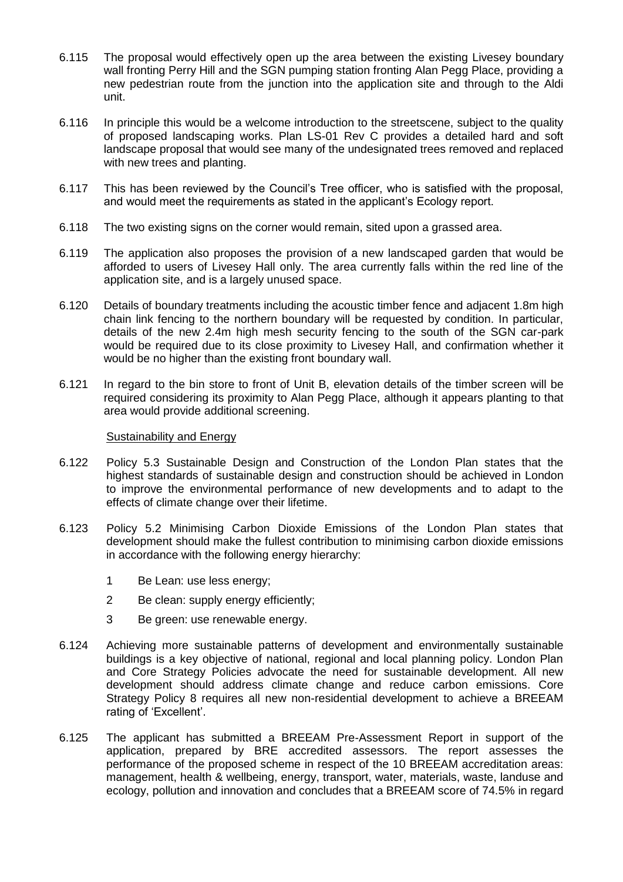6.115 The proposal would effectively open up the area between the existing Livesey boundary wall fronting Perry Hill and the SGN pumping station fronting Alan Pegg Place, providing a new pedestrian route from the junction into the application site and through to the Aldi unit.

6.116 In principle this would be a welcome introduction to the streetscene, subject to the quality of proposed landscaping works. Plan LS-01 Rev C provides a detailed hard and soft landscape proposal that would see many of the undesignated trees removed and replaced with new trees and planting.

6.117 This has been reviewed by the Council's Tree officer, who is satisfied with the proposal, and would meet the requirements as stated in the applicant's Ecology report.

6.118 The two existing signs on the corner would remain, sited upon a grassed area.

6.119 The application also proposes the provision of a new landscaped garden that would be afforded to users of Livesey Hall only. The area currently falls within the red line of the application site, and is a largely unused space.

6.120 Details of boundary treatments including the acoustic timber fence and adjacent 1.8m high chain link fencing to the northern boundary will be requested by condition. In particular, details of the new 2.4m high mesh security fencing to the south of the SGN car-park would be required due to its close proximity to Livesey Hall, and confirmation whether it would be no higher than the existing front boundary wall.

6.121 In regard to the bin store to front of Unit B, elevation details of the timber screen will be required considering its proximity to Alan Pegg Place, although it appears planting to that area would provide additional screening.

Sustainability and Energy

6.122 Policy 5.3 Sustainable Design and Construction of the London Plan states that the highest standards of sustainable design and construction should be achieved in London to improve the environmental performance of new developments and to adapt to the effects of climate change over their lifetime.

6.123 Policy 5.2 Minimising Carbon Dioxide Emissions of the London Plan states that development should make the fullest contribution to minimising carbon dioxide emissions in accordance with the following energy hierarchy:

1. Be Lean: use less energy;
2. Be clean: supply energy efficiently;
3. Be green: use renewable energy.

6.124 Achieving more sustainable patterns of development and environmentally sustainable buildings is a key objective of national, regional and local planning policy. London Plan and Core Strategy Policies advocate the need for sustainable development. All new development should address climate change and reduce carbon emissions. Core Strategy Policy 8 requires all new non-residential development to achieve a BREEAM rating of 'Excellent'.

6.125 The applicant has submitted a BREEAM Pre-Assessment Report in support of the application, prepared by BRE accredited assessors. The report assesses the performance of the proposed scheme in respect of the 10 BREEAM accreditation areas: management, health & wellbeing, energy, transport, water, materials, waste, landuse and ecology, pollution and innovation and concludes that a BREEAM score of 74.5% in regard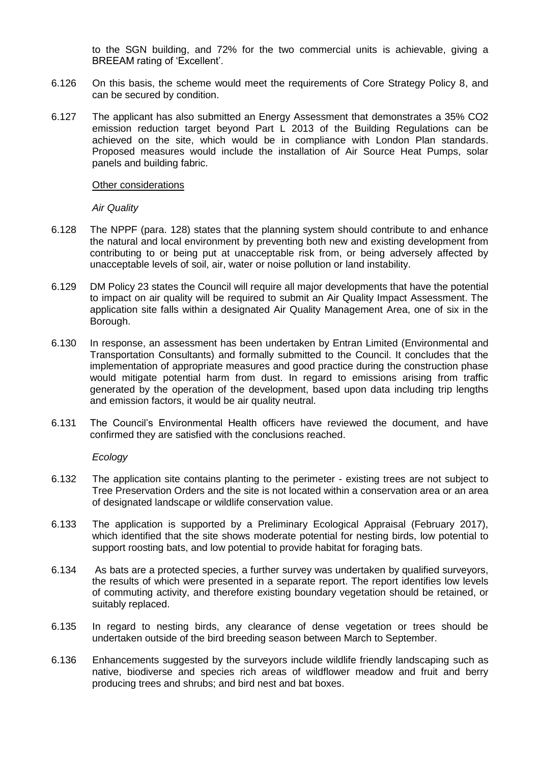to the SGN building, and 72% for the two commercial units is achievable, giving a BREEAM rating of 'Excellent'.

6.126 On this basis, the scheme would meet the requirements of Core Strategy Policy 8, and can be secured by condition.

6.127 The applicant has also submitted an Energy Assessment that demonstrates a 35% $CO_2$ emission reduction target beyond Part L 2013 of the Building Regulations can be achieved on the site, which would be in compliance with London Plan standards. Proposed measures would include the installation of Air Source Heat Pumps, solar panels and building fabric.

Other considerations

*Air Quality*

6.128 The NPPF (para. 128) states that the planning system should contribute to and enhance the natural and local environment by preventing both new and existing development from contributing to or being put at unacceptable risk from, or being adversely affected by unacceptable levels of soil, air, water or noise pollution or land instability.

6.129 DM Policy 23 states the Council will require all major developments that have the potential to impact on air quality will be required to submit an Air Quality Impact Assessment. The application site falls within a designated Air Quality Management Area, one of six in the Borough.

6.130 In response, an assessment has been undertaken by Entran Limited (Environmental and Transportation Consultants) and formally submitted to the Council. It concludes that the implementation of appropriate measures and good practice during the construction phase would mitigate potential harm from dust. In regard to emissions arising from traffic generated by the operation of the development, based upon data including trip lengths and emission factors, it would be air quality neutral.

6.131 The Council's Environmental Health officers have reviewed the document, and have confirmed they are satisfied with the conclusions reached.

*Ecology*

6.132 The application site contains planting to the perimeter - existing trees are not subject to Tree Preservation Orders and the site is not located within a conservation area or an area of designated landscape or wildlife conservation value.

6.133 The application is supported by a Preliminary Ecological Appraisal (February 2017), which identified that the site shows moderate potential for nesting birds, low potential to support roosting bats, and low potential to provide habitat for foraging bats.

6.134 As bats are a protected species, a further survey was undertaken by qualified surveyors, the results of which were presented in a separate report. The report identifies low levels of commuting activity, and therefore existing boundary vegetation should be retained, or suitably replaced.

6.135 In regard to nesting birds, any clearance of dense vegetation or trees should be undertaken outside of the bird breeding season between March to September.

6.136 Enhancements suggested by the surveyors include wildlife friendly landscaping such as native, biodiverse and species rich areas of wildflower meadow and fruit and berry producing trees and shrubs; and bird nest and bat boxes.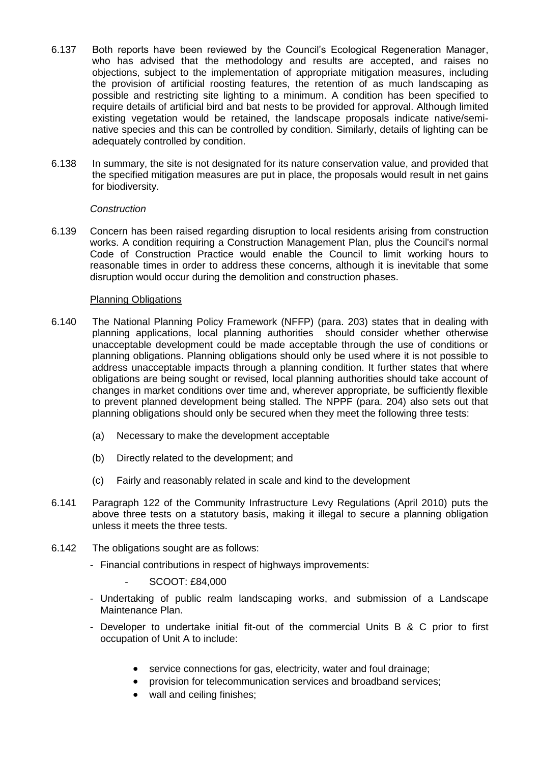6.137 Both reports have been reviewed by the Council's Ecological Regeneration Manager, who has advised that the methodology and results are accepted, and raises no objections, subject to the implementation of appropriate mitigation measures, including the provision of artificial roosting features, the retention of as much landscaping as possible and restricting site lighting to a minimum. A condition has been specified to require details of artificial bird and bat nests to be provided for approval. Although limited existing vegetation would be retained, the landscape proposals indicate native/semi-native species and this can be controlled by condition. Similarly, details of lighting can be adequately controlled by condition.

6.138 In summary, the site is not designated for its nature conservation value, and provided that the specified mitigation measures are put in place, the proposals would result in net gains for biodiversity.

*Construction*

6.139 Concern has been raised regarding disruption to local residents arising from construction works. A condition requiring a Construction Management Plan, plus the Council's normal Code of Construction Practice would enable the Council to limit working hours to reasonable times in order to address these concerns, although it is inevitable that some disruption would occur during the demolition and construction phases.

Planning Obligations

6.140 The National Planning Policy Framework (NFFP) (para. 203) states that in dealing with planning applications, local planning authorities should consider whether otherwise unacceptable development could be made acceptable through the use of conditions or planning obligations. Planning obligations should only be used where it is not possible to address unacceptable impacts through a planning condition. It further states that where obligations are being sought or revised, local planning authorities should take account of changes in market conditions over time and, wherever appropriate, be sufficiently flexible to prevent planned development being stalled. The NPPF (para. 204) also sets out that planning obligations should only be secured when they meet the following three tests:

(a) Necessary to make the development acceptable

(b) Directly related to the development; and

(c) Fairly and reasonably related in scale and kind to the development

6.141 Paragraph 122 of the Community Infrastructure Levy Regulations (April 2010) puts the above three tests on a statutory basis, making it illegal to secure a planning obligation unless it meets the three tests.

6.142 The obligations sought are as follows:

- Financial contributions in respect of highways improvements:
  - SCOOT: £84,000
- Undertaking of public realm landscaping works, and submission of a Landscape Maintenance Plan.
- Developer to undertake initial fit-out of the commercial Units B & C prior to first occupation of Unit A to include:
  - service connections for gas, electricity, water and foul drainage;
  - provision for telecommunication services and broadband services;
  - wall and ceiling finishes;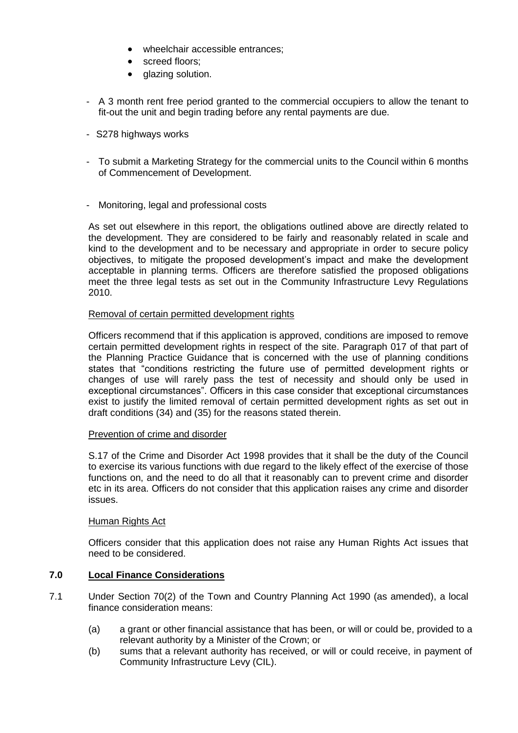- wheelchair accessible entrances;
- screed floors;
- glazing solution.

- A 3 month rent free period granted to the commercial occupiers to allow the tenant to fit-out the unit and begin trading before any rental payments are due.
- S278 highways works
- To submit a Marketing Strategy for the commercial units to the Council within 6 months of Commencement of Development.
- Monitoring, legal and professional costs

As set out elsewhere in this report, the obligations outlined above are directly related to the development. They are considered to be fairly and reasonably related in scale and kind to the development and to be necessary and appropriate in order to secure policy objectives, to mitigate the proposed development's impact and make the development acceptable in planning terms. Officers are therefore satisfied the proposed obligations meet the three legal tests as set out in the Community Infrastructure Levy Regulations 2010.

Removal of certain permitted development rights

Officers recommend that if this application is approved, conditions are imposed to remove certain permitted development rights in respect of the site. Paragraph 017 of that part of the Planning Practice Guidance that is concerned with the use of planning conditions states that "conditions restricting the future use of permitted development rights or changes of use will rarely pass the test of necessity and should only be used in exceptional circumstances". Officers in this case consider that exceptional circumstances exist to justify the limited removal of certain permitted development rights as set out in draft conditions (34) and (35) for the reasons stated therein.

Prevention of crime and disorder

S.17 of the Crime and Disorder Act 1998 provides that it shall be the duty of the Council to exercise its various functions with due regard to the likely effect of the exercise of those functions on, and the need to do all that it reasonably can to prevent crime and disorder etc in its area. Officers do not consider that this application raises any crime and disorder issues.

Human Rights Act

Officers consider that this application does not raise any Human Rights Act issues that need to be considered.

## 7.0 Local Finance Considerations

7.1 Under Section 70(2) of the Town and Country Planning Act 1990 (as amended), a local finance consideration means:

(a) a grant or other financial assistance that has been, or will or could be, provided to a relevant authority by a Minister of the Crown; or

(b) sums that a relevant authority has received, or will or could receive, in payment of Community Infrastructure Levy (CIL).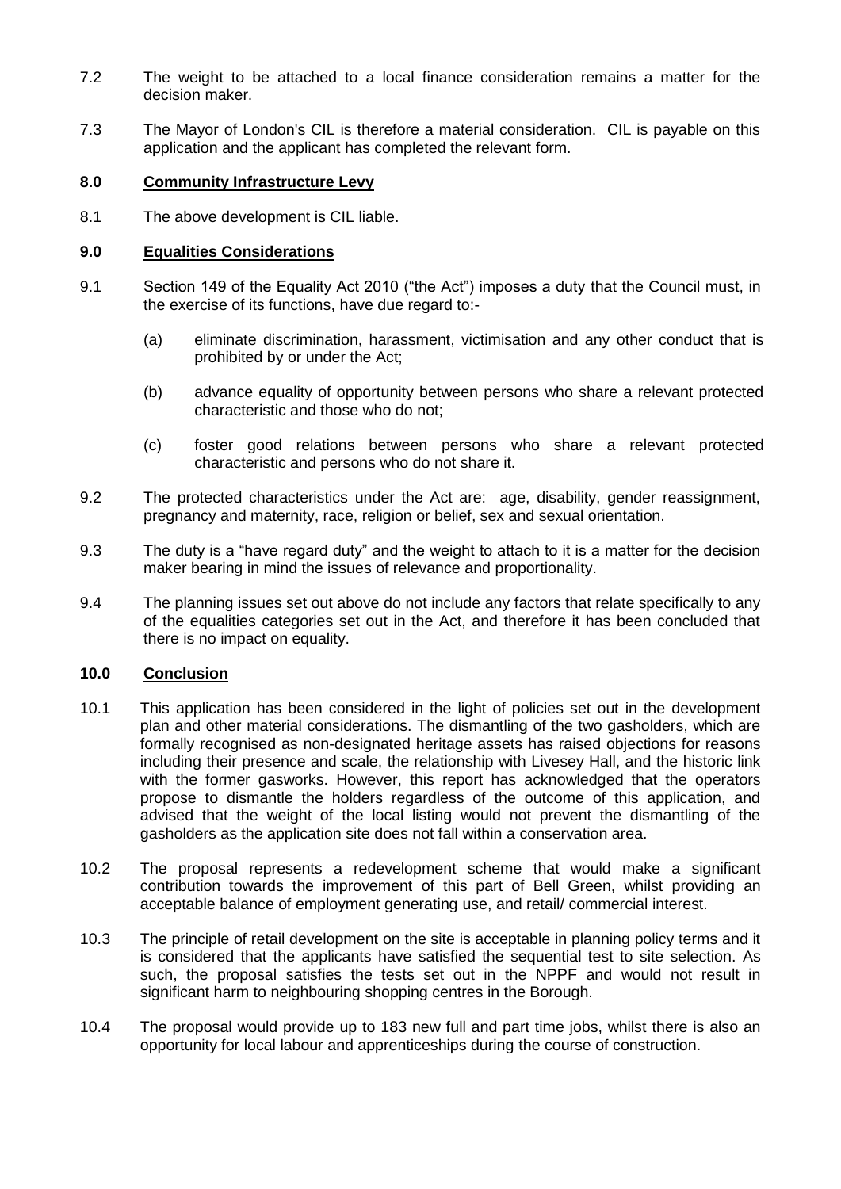7.2 The weight to be attached to a local finance consideration remains a matter for the decision maker.

7.3 The Mayor of London's CIL is therefore a material consideration. CIL is payable on this application and the applicant has completed the relevant form.

## 8.0 Community Infrastructure Levy

8.1 The above development is CIL liable.

## 9.0 Equalities Considerations

9.1 Section 149 of the Equality Act 2010 ("the Act") imposes a duty that the Council must, in the exercise of its functions, have due regard to:-

(a) eliminate discrimination, harassment, victimisation and any other conduct that is prohibited by or under the Act;

(b) advance equality of opportunity between persons who share a relevant protected characteristic and those who do not;

(c) foster good relations between persons who share a relevant protected characteristic and persons who do not share it.

9.2 The protected characteristics under the Act are: age, disability, gender reassignment, pregnancy and maternity, race, religion or belief, sex and sexual orientation.

9.3 The duty is a "have regard duty" and the weight to attach to it is a matter for the decision maker bearing in mind the issues of relevance and proportionality.

9.4 The planning issues set out above do not include any factors that relate specifically to any of the equalities categories set out in the Act, and therefore it has been concluded that there is no impact on equality.

## 10.0 Conclusion

10.1 This application has been considered in the light of policies set out in the development plan and other material considerations. The dismantling of the two gasholders, which are formally recognised as non-designated heritage assets has raised objections for reasons including their presence and scale, the relationship with Livesey Hall, and the historic link with the former gasworks. However, this report has acknowledged that the operators propose to dismantle the holders regardless of the outcome of this application, and advised that the weight of the local listing would not prevent the dismantling of the gasholders as the application site does not fall within a conservation area.

10.2 The proposal represents a redevelopment scheme that would make a significant contribution towards the improvement of this part of Bell Green, whilst providing an acceptable balance of employment generating use, and retail/ commercial interest.

10.3 The principle of retail development on the site is acceptable in planning policy terms and it is considered that the applicants have satisfied the sequential test to site selection. As such, the proposal satisfies the tests set out in the NPPF and would not result in significant harm to neighbouring shopping centres in the Borough.

10.4 The proposal would provide up to 183 new full and part time jobs, whilst there is also an opportunity for local labour and apprenticeships during the course of construction.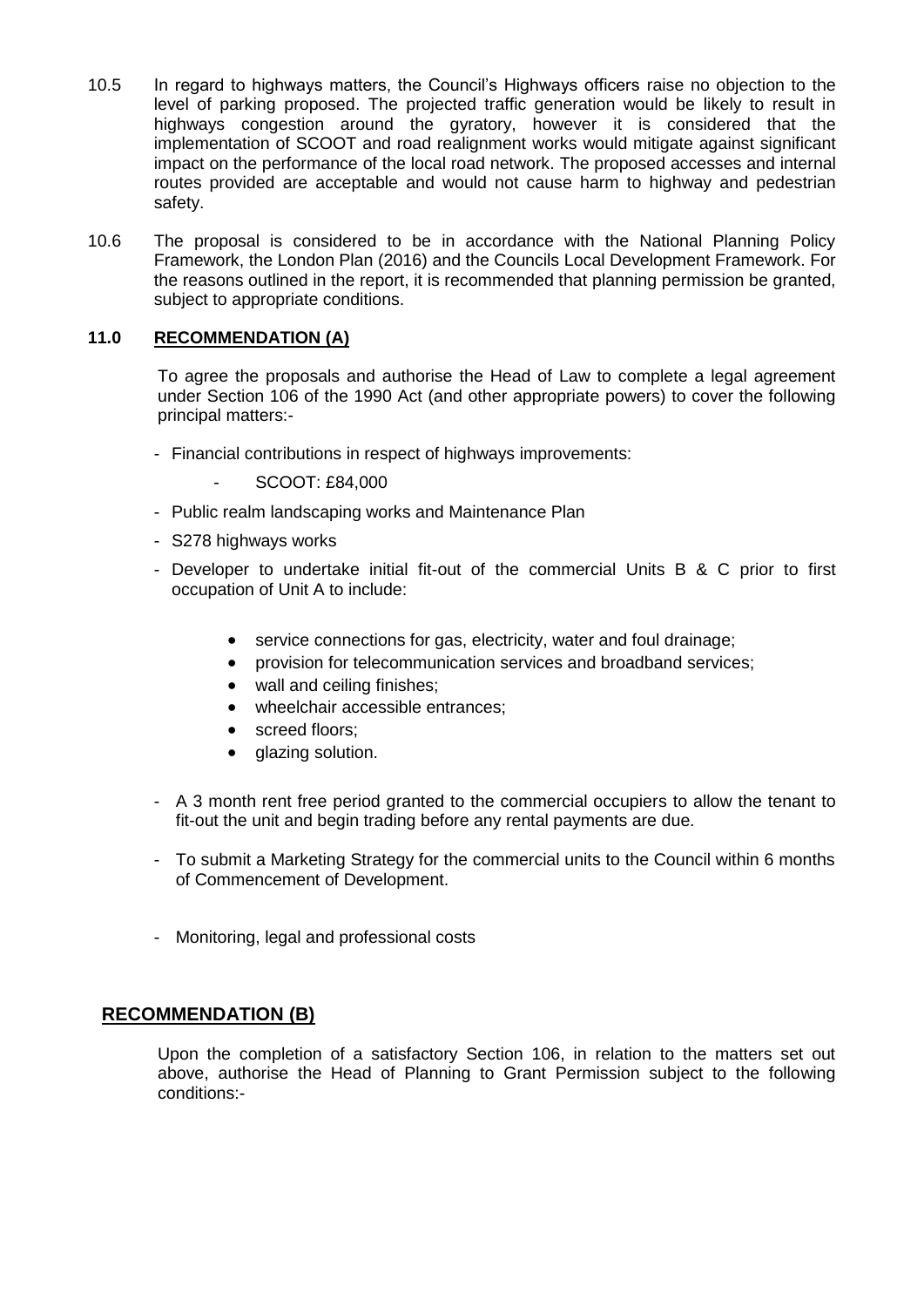10.5 In regard to highways matters, the Council's Highways officers raise no objection to the level of parking proposed. The projected traffic generation would be likely to result in highways congestion around the gyratory, however it is considered that the implementation of SCOOT and road realignment works would mitigate against significant impact on the performance of the local road network. The proposed accesses and internal routes provided are acceptable and would not cause harm to highway and pedestrian safety.

10.6 The proposal is considered to be in accordance with the National Planning Policy Framework, the London Plan (2016) and the Councils Local Development Framework. For the reasons outlined in the report, it is recommended that planning permission be granted, subject to appropriate conditions.

## 11.0 RECOMMENDATION (A)

To agree the proposals and authorise the Head of Law to complete a legal agreement under Section 106 of the 1990 Act (and other appropriate powers) to cover the following principal matters:-

- Financial contributions in respect of highways improvements:
  - SCOOT: £84,000
- Public realm landscaping works and Maintenance Plan
- S278 highways works
- Developer to undertake initial fit-out of the commercial Units B & C prior to first occupation of Unit A to include:
  - service connections for gas, electricity, water and foul drainage;
  - provision for telecommunication services and broadband services;
  - wall and ceiling finishes;
  - wheelchair accessible entrances;
  - screed floors;
  - glazing solution.
- A 3 month rent free period granted to the commercial occupiers to allow the tenant to fit-out the unit and begin trading before any rental payments are due.
- To submit a Marketing Strategy for the commercial units to the Council within 6 months of Commencement of Development.
- Monitoring, legal and professional costs

## RECOMMENDATION (B)

Upon the completion of a satisfactory Section 106, in relation to the matters set out above, authorise the Head of Planning to Grant Permission subject to the following conditions:-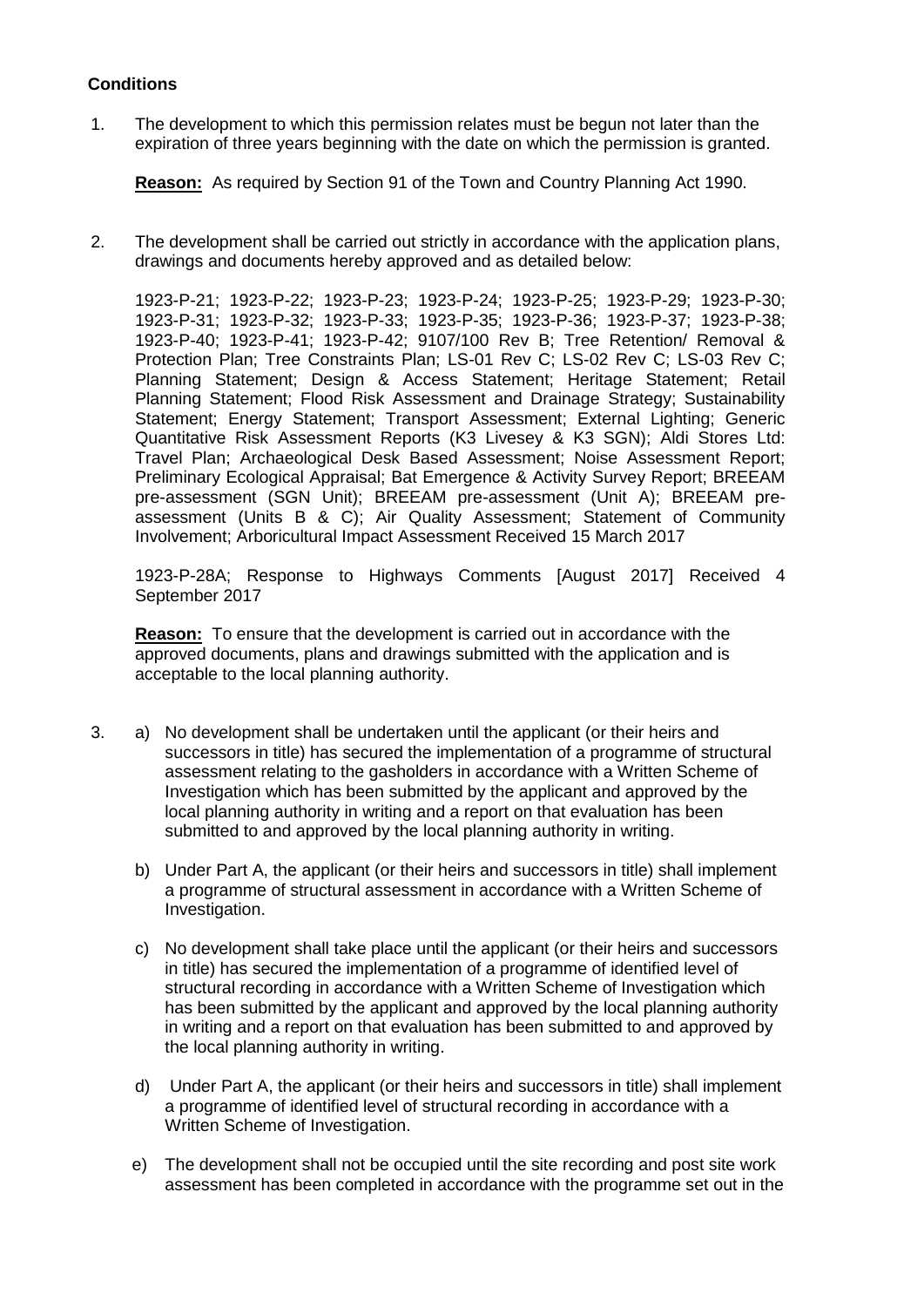**Conditions**

1. The development to which this permission relates must be begun not later than the expiration of three years beginning with the date on which the permission is granted.

   **Reason:** As required by Section 91 of the Town and Country Planning Act 1990.

2. The development shall be carried out strictly in accordance with the application plans, drawings and documents hereby approved and as detailed below:

   1923-P-21; 1923-P-22; 1923-P-23; 1923-P-24; 1923-P-25; 1923-P-29; 1923-P-30; 1923-P-31; 1923-P-32; 1923-P-33; 1923-P-35; 1923-P-36; 1923-P-37; 1923-P-38; 1923-P-40; 1923-P-41; 1923-P-42; 9107/100 Rev B; Tree Retention/ Removal & Protection Plan; Tree Constraints Plan; LS-01 Rev C; LS-02 Rev C; LS-03 Rev C; Planning Statement; Design & Access Statement; Heritage Statement; Retail Planning Statement; Flood Risk Assessment and Drainage Strategy; Sustainability Statement; Energy Statement; Transport Assessment; External Lighting; Generic Quantitative Risk Assessment Reports (K3 Livesey & K3 SGN); Aldi Stores Ltd: Travel Plan; Archaeological Desk Based Assessment; Noise Assessment Report; Preliminary Ecological Appraisal; Bat Emergence & Activity Survey Report; BREEAM pre-assessment (SGN Unit); BREEAM pre-assessment (Unit A); BREEAM pre-assessment (Units B & C); Air Quality Assessment; Statement of Community Involvement; Arboricultural Impact Assessment Received 15 March 2017

   1923-P-28A; Response to Highways Comments [August 2017] Received 4 September 2017

   **Reason:** To ensure that the development is carried out in accordance with the approved documents, plans and drawings submitted with the application and is acceptable to the local planning authority.

3. a) No development shall be undertaken until the applicant (or their heirs and successors in title) has secured the implementation of a programme of structural assessment relating to the gasholders in accordance with a Written Scheme of Investigation which has been submitted by the applicant and approved by the local planning authority in writing and a report on that evaluation has been submitted to and approved by the local planning authority in writing.

   b) Under Part A, the applicant (or their heirs and successors in title) shall implement a programme of structural assessment in accordance with a Written Scheme of Investigation.

   c) No development shall take place until the applicant (or their heirs and successors in title) has secured the implementation of a programme of identified level of structural recording in accordance with a Written Scheme of Investigation which has been submitted by the applicant and approved by the local planning authority in writing and a report on that evaluation has been submitted to and approved by the local planning authority in writing.

   d) Under Part A, the applicant (or their heirs and successors in title) shall implement a programme of identified level of structural recording in accordance with a Written Scheme of Investigation.

   e) The development shall not be occupied until the site recording and post site work assessment has been completed in accordance with the programme set out in the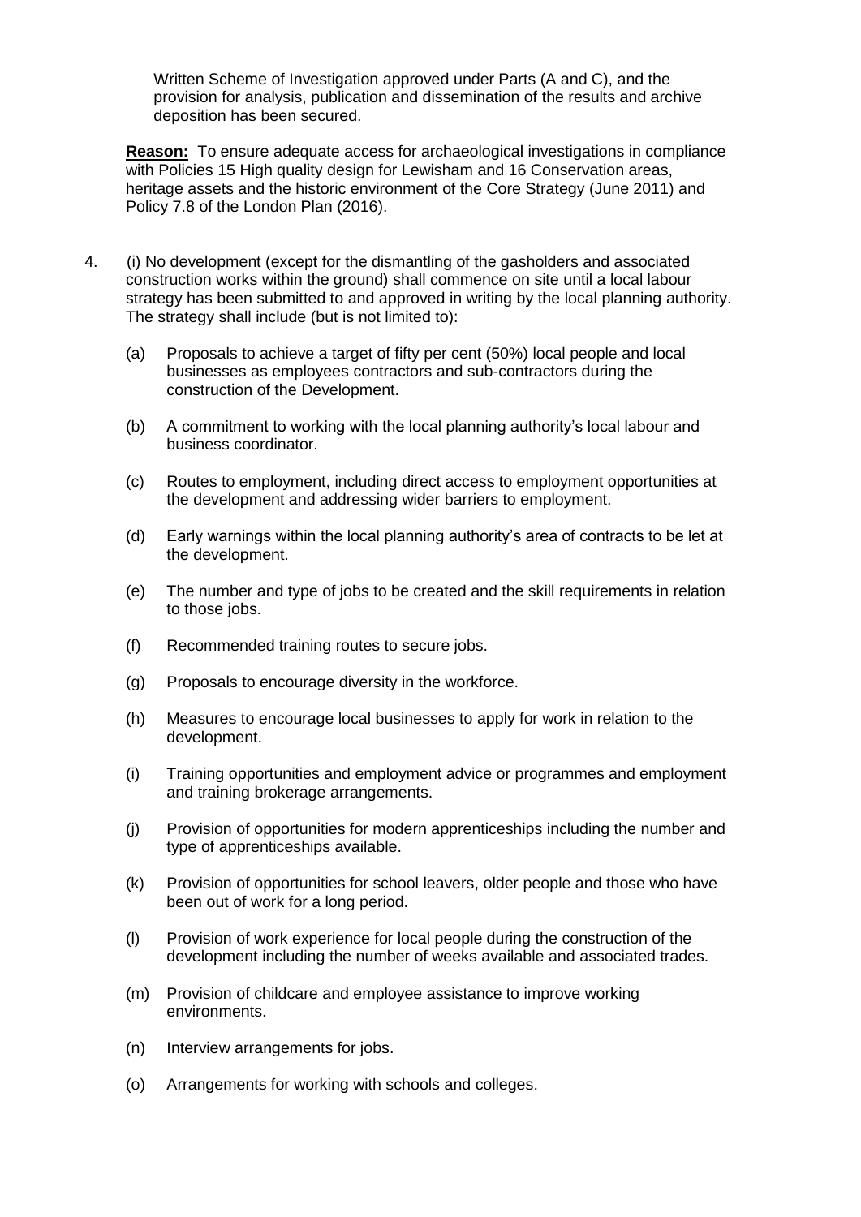Written Scheme of Investigation approved under Parts (A and C), and the provision for analysis, publication and dissemination of the results and archive deposition has been secured.

**Reason:** To ensure adequate access for archaeological investigations in compliance with Policies 15 High quality design for Lewisham and 16 Conservation areas, heritage assets and the historic environment of the Core Strategy (June 2011) and Policy 7.8 of the London Plan (2016).

4. (i) No development (except for the dismantling of the gasholders and associated construction works within the ground) shall commence on site until a local labour strategy has been submitted to and approved in writing by the local planning authority. The strategy shall include (but is not limited to):

   (a) Proposals to achieve a target of fifty per cent (50%) local people and local businesses as employees contractors and sub-contractors during the construction of the Development.

   (b) A commitment to working with the local planning authority's local labour and business coordinator.

   (c) Routes to employment, including direct access to employment opportunities at the development and addressing wider barriers to employment.

   (d) Early warnings within the local planning authority's area of contracts to be let at the development.

   (e) The number and type of jobs to be created and the skill requirements in relation to those jobs.

   (f) Recommended training routes to secure jobs.

   (g) Proposals to encourage diversity in the workforce.

   (h) Measures to encourage local businesses to apply for work in relation to the development.

   (i) Training opportunities and employment advice or programmes and employment and training brokerage arrangements.

   (j) Provision of opportunities for modern apprenticeships including the number and type of apprenticeships available.

   (k) Provision of opportunities for school leavers, older people and those who have been out of work for a long period.

   (l) Provision of work experience for local people during the construction of the development including the number of weeks available and associated trades.

   (m) Provision of childcare and employee assistance to improve working environments.

   (n) Interview arrangements for jobs.

   (o) Arrangements for working with schools and colleges.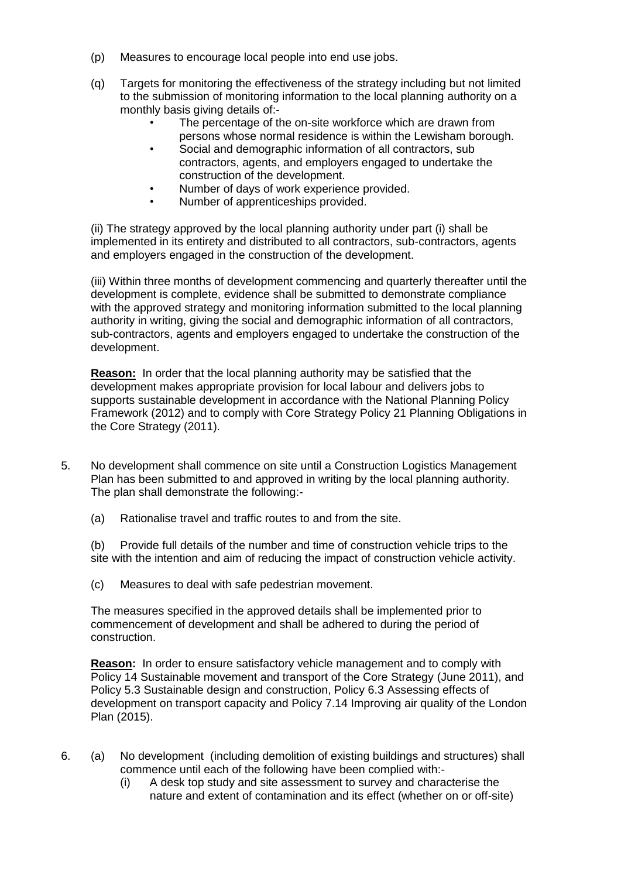(p) Measures to encourage local people into end use jobs.

(q) Targets for monitoring the effectiveness of the strategy including but not limited to the submission of monitoring information to the local planning authority on a monthly basis giving details of:-

- The percentage of the on-site workforce which are drawn from persons whose normal residence is within the Lewisham borough.
- Social and demographic information of all contractors, sub contractors, agents, and employers engaged to undertake the construction of the development.
- Number of days of work experience provided.
- Number of apprenticeships provided.

(ii) The strategy approved by the local planning authority under part (i) shall be implemented in its entirety and distributed to all contractors, sub-contractors, agents and employers engaged in the construction of the development.

(iii) Within three months of development commencing and quarterly thereafter until the development is complete, evidence shall be submitted to demonstrate compliance with the approved strategy and monitoring information submitted to the local planning authority in writing, giving the social and demographic information of all contractors, sub-contractors, agents and employers engaged to undertake the construction of the development.

**Reason:** In order that the local planning authority may be satisfied that the development makes appropriate provision for local labour and delivers jobs to supports sustainable development in accordance with the National Planning Policy Framework (2012) and to comply with Core Strategy Policy 21 Planning Obligations in the Core Strategy (2011).

5. No development shall commence on site until a Construction Logistics Management Plan has been submitted to and approved in writing by the local planning authority. The plan shall demonstrate the following:-

   (a) Rationalise travel and traffic routes to and from the site.

   (b) Provide full details of the number and time of construction vehicle trips to the site with the intention and aim of reducing the impact of construction vehicle activity.

   (c) Measures to deal with safe pedestrian movement.

   The measures specified in the approved details shall be implemented prior to commencement of development and shall be adhered to during the period of construction.

   **Reason:** In order to ensure satisfactory vehicle management and to comply with Policy 14 Sustainable movement and transport of the Core Strategy (June 2011), and Policy 5.3 Sustainable design and construction, Policy 6.3 Assessing effects of development on transport capacity and Policy 7.14 Improving air quality of the London Plan (2015).

6. (a) No development (including demolition of existing buildings and structures) shall commence until each of the following have been complied with:-

   (i) A desk top study and site assessment to survey and characterise the nature and extent of contamination and its effect (whether on or off-site)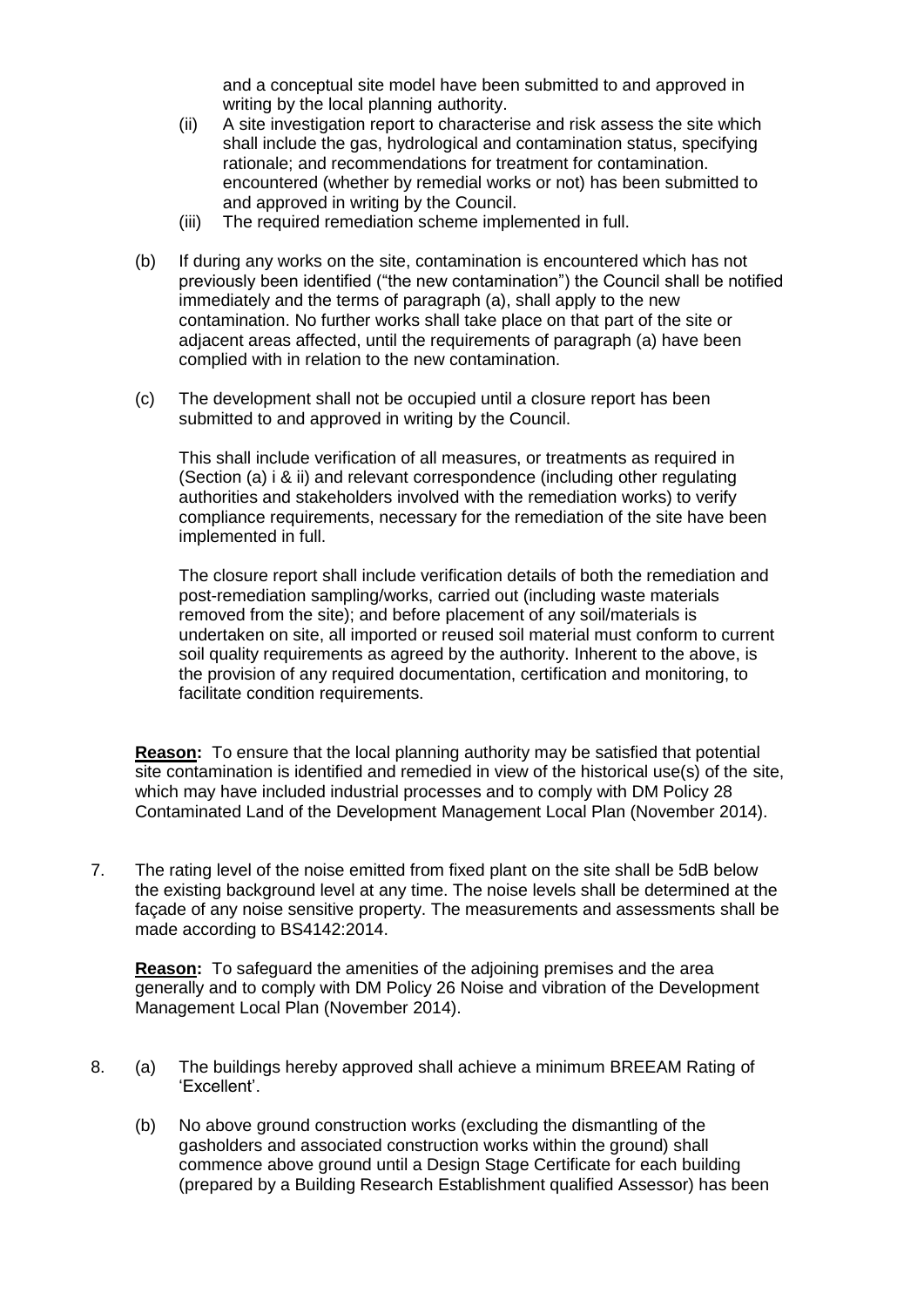and a conceptual site model have been submitted to and approved in writing by the local planning authority.

(ii) A site investigation report to characterise and risk assess the site which shall include the gas, hydrological and contamination status, specifying rationale; and recommendations for treatment for contamination. encountered (whether by remedial works or not) has been submitted to and approved in writing by the Council.

(iii) The required remediation scheme implemented in full.

(b) If during any works on the site, contamination is encountered which has not previously been identified ("the new contamination") the Council shall be notified immediately and the terms of paragraph (a), shall apply to the new contamination. No further works shall take place on that part of the site or adjacent areas affected, until the requirements of paragraph (a) have been complied with in relation to the new contamination.

(c) The development shall not be occupied until a closure report has been submitted to and approved in writing by the Council.

This shall include verification of all measures, or treatments as required in (Section (a) i & ii) and relevant correspondence (including other regulating authorities and stakeholders involved with the remediation works) to verify compliance requirements, necessary for the remediation of the site have been implemented in full.

The closure report shall include verification details of both the remediation and post-remediation sampling/works, carried out (including waste materials removed from the site); and before placement of any soil/materials is undertaken on site, all imported or reused soil material must conform to current soil quality requirements as agreed by the authority. Inherent to the above, is the provision of any required documentation, certification and monitoring, to facilitate condition requirements.

**Reason:** To ensure that the local planning authority may be satisfied that potential site contamination is identified and remedied in view of the historical use(s) of the site, which may have included industrial processes and to comply with DM Policy 28 Contaminated Land of the Development Management Local Plan (November 2014).

7. The rating level of the noise emitted from fixed plant on the site shall be 5dB below the existing background level at any time. The noise levels shall be determined at the façade of any noise sensitive property. The measurements and assessments shall be made according to BS4142:2014.

   **Reason:** To safeguard the amenities of the adjoining premises and the area generally and to comply with DM Policy 26 Noise and vibration of the Development Management Local Plan (November 2014).

8. (a) The buildings hereby approved shall achieve a minimum BREEAM Rating of 'Excellent'.

   (b) No above ground construction works (excluding the dismantling of the gasholders and associated construction works within the ground) shall commence above ground until a Design Stage Certificate for each building (prepared by a Building Research Establishment qualified Assessor) has been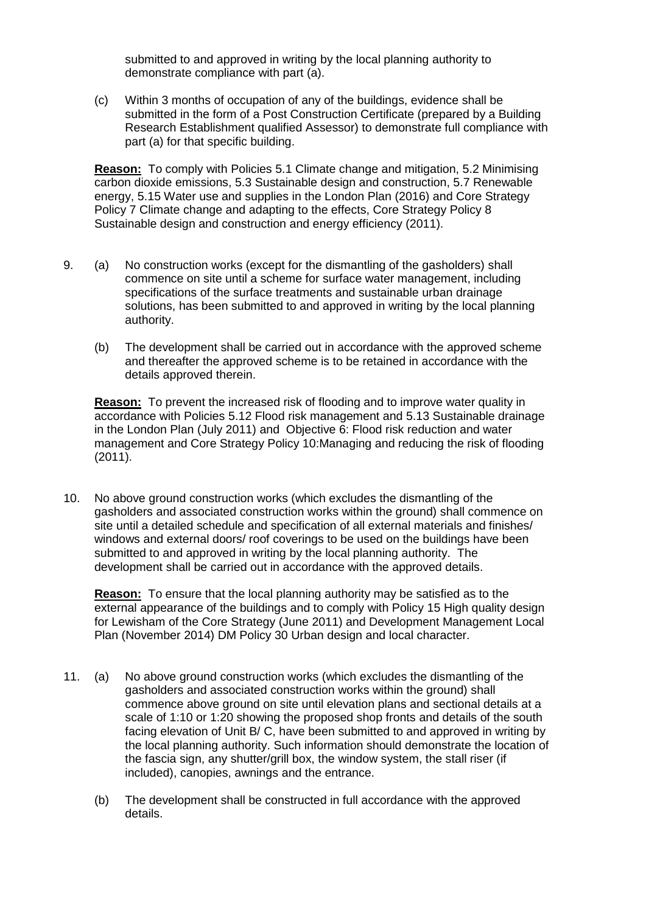submitted to and approved in writing by the local planning authority to demonstrate compliance with part (a).

(c) Within 3 months of occupation of any of the buildings, evidence shall be submitted in the form of a Post Construction Certificate (prepared by a Building Research Establishment qualified Assessor) to demonstrate full compliance with part (a) for that specific building.

**Reason:** To comply with Policies 5.1 Climate change and mitigation, 5.2 Minimising carbon dioxide emissions, 5.3 Sustainable design and construction, 5.7 Renewable energy, 5.15 Water use and supplies in the London Plan (2016) and Core Strategy Policy 7 Climate change and adapting to the effects, Core Strategy Policy 8 Sustainable design and construction and energy efficiency (2011).

9. (a) No construction works (except for the dismantling of the gasholders) shall commence on site until a scheme for surface water management, including specifications of the surface treatments and sustainable urban drainage solutions, has been submitted to and approved in writing by the local planning authority.

   (b) The development shall be carried out in accordance with the approved scheme and thereafter the approved scheme is to be retained in accordance with the details approved therein.

   **Reason:** To prevent the increased risk of flooding and to improve water quality in accordance with Policies 5.12 Flood risk management and 5.13 Sustainable drainage in the London Plan (July 2011) and Objective 6: Flood risk reduction and water management and Core Strategy Policy 10:Managing and reducing the risk of flooding (2011).

10. No above ground construction works (which excludes the dismantling of the gasholders and associated construction works within the ground) shall commence on site until a detailed schedule and specification of all external materials and finishes/ windows and external doors/ roof coverings to be used on the buildings have been submitted to and approved in writing by the local planning authority. The development shall be carried out in accordance with the approved details.

    **Reason:** To ensure that the local planning authority may be satisfied as to the external appearance of the buildings and to comply with Policy 15 High quality design for Lewisham of the Core Strategy (June 2011) and Development Management Local Plan (November 2014) DM Policy 30 Urban design and local character.

11. (a) No above ground construction works (which excludes the dismantling of the gasholders and associated construction works within the ground) shall commence above ground on site until elevation plans and sectional details at a scale of 1:10 or 1:20 showing the proposed shop fronts and details of the south facing elevation of Unit B/ C, have been submitted to and approved in writing by the local planning authority. Such information should demonstrate the location of the fascia sign, any shutter/grill box, the window system, the stall riser (if included), canopies, awnings and the entrance.

    (b) The development shall be constructed in full accordance with the approved details.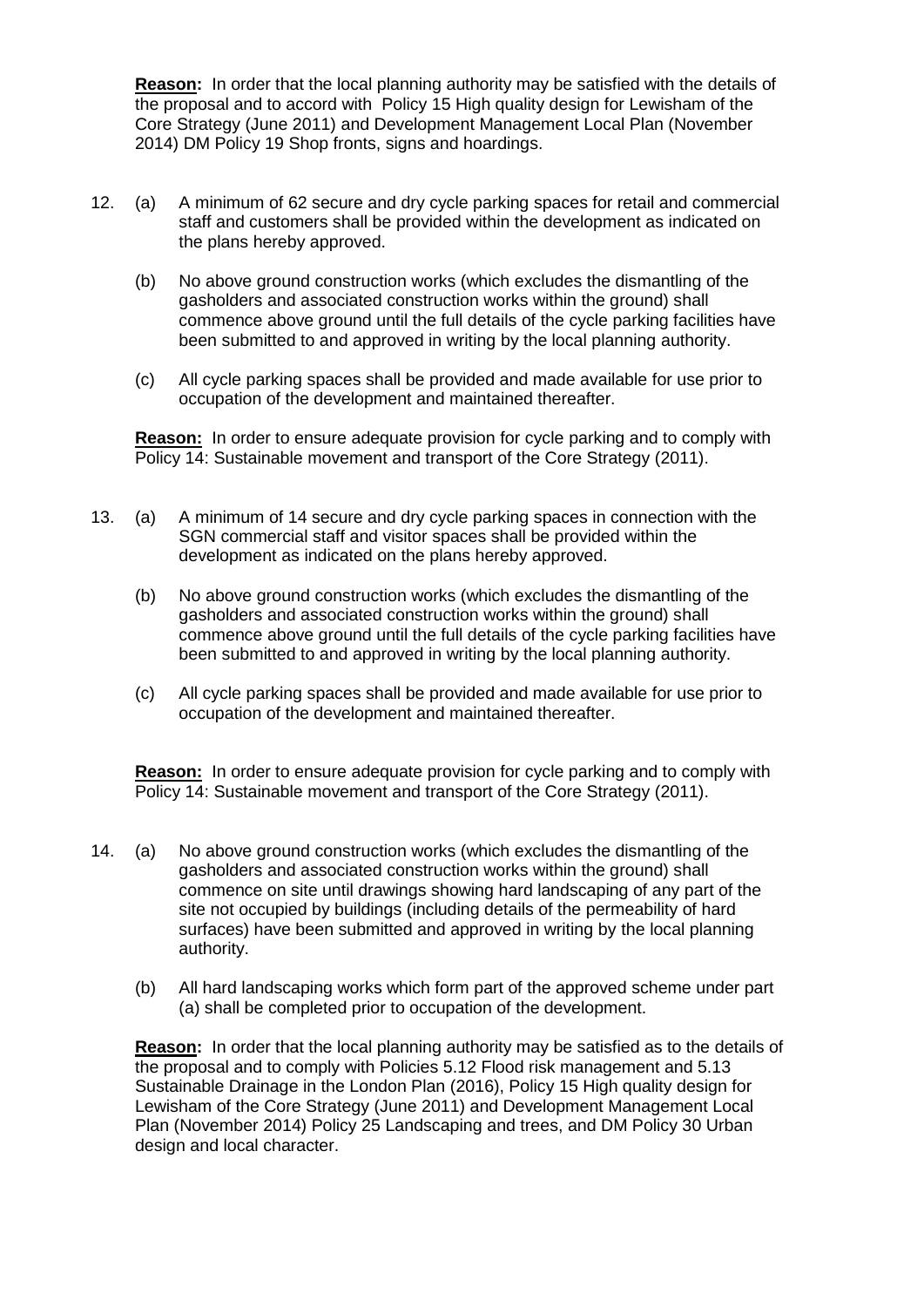**Reason:** In order that the local planning authority may be satisfied with the details of the proposal and to accord with Policy 15 High quality design for Lewisham of the Core Strategy (June 2011) and Development Management Local Plan (November 2014) DM Policy 19 Shop fronts, signs and hoardings.

12. (a) A minimum of 62 secure and dry cycle parking spaces for retail and commercial staff and customers shall be provided within the development as indicated on the plans hereby approved.

    (b) No above ground construction works (which excludes the dismantling of the gasholders and associated construction works within the ground) shall commence above ground until the full details of the cycle parking facilities have been submitted to and approved in writing by the local planning authority.

    (c) All cycle parking spaces shall be provided and made available for use prior to occupation of the development and maintained thereafter.

    **Reason:** In order to ensure adequate provision for cycle parking and to comply with Policy 14: Sustainable movement and transport of the Core Strategy (2011).

13. (a) A minimum of 14 secure and dry cycle parking spaces in connection with the SGN commercial staff and visitor spaces shall be provided within the development as indicated on the plans hereby approved.

    (b) No above ground construction works (which excludes the dismantling of the gasholders and associated construction works within the ground) shall commence above ground until the full details of the cycle parking facilities have been submitted to and approved in writing by the local planning authority.

    (c) All cycle parking spaces shall be provided and made available for use prior to occupation of the development and maintained thereafter.

    **Reason:** In order to ensure adequate provision for cycle parking and to comply with Policy 14: Sustainable movement and transport of the Core Strategy (2011).

14. (a) No above ground construction works (which excludes the dismantling of the gasholders and associated construction works within the ground) shall commence on site until drawings showing hard landscaping of any part of the site not occupied by buildings (including details of the permeability of hard surfaces) have been submitted and approved in writing by the local planning authority.

    (b) All hard landscaping works which form part of the approved scheme under part (a) shall be completed prior to occupation of the development.

    **Reason:** In order that the local planning authority may be satisfied as to the details of the proposal and to comply with Policies 5.12 Flood risk management and 5.13 Sustainable Drainage in the London Plan (2016), Policy 15 High quality design for Lewisham of the Core Strategy (June 2011) and Development Management Local Plan (November 2014) Policy 25 Landscaping and trees, and DM Policy 30 Urban design and local character.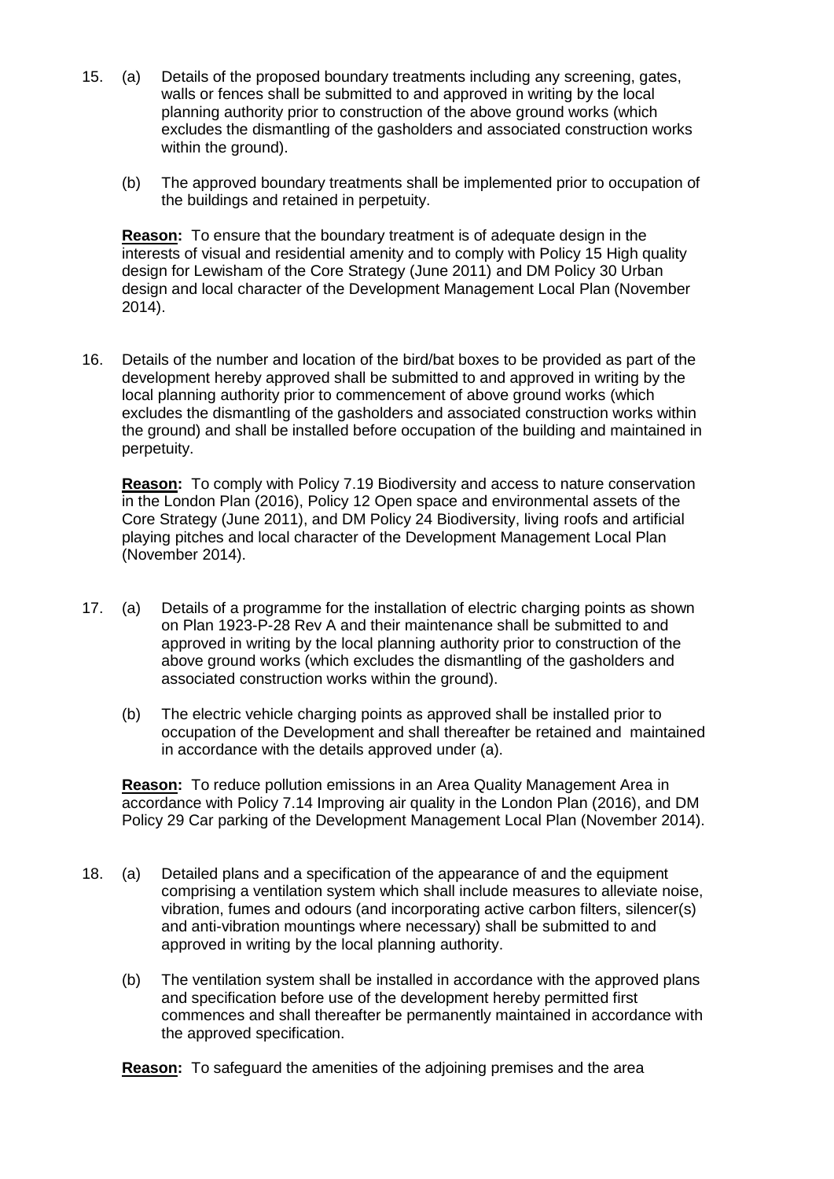15. (a) Details of the proposed boundary treatments including any screening, gates, walls or fences shall be submitted to and approved in writing by the local planning authority prior to construction of the above ground works (which excludes the dismantling of the gasholders and associated construction works within the ground).

    (b) The approved boundary treatments shall be implemented prior to occupation of the buildings and retained in perpetuity.

    **Reason:** To ensure that the boundary treatment is of adequate design in the interests of visual and residential amenity and to comply with Policy 15 High quality design for Lewisham of the Core Strategy (June 2011) and DM Policy 30 Urban design and local character of the Development Management Local Plan (November 2014).

16. Details of the number and location of the bird/bat boxes to be provided as part of the development hereby approved shall be submitted to and approved in writing by the local planning authority prior to commencement of above ground works (which excludes the dismantling of the gasholders and associated construction works within the ground) and shall be installed before occupation of the building and maintained in perpetuity.

    **Reason:** To comply with Policy 7.19 Biodiversity and access to nature conservation in the London Plan (2016), Policy 12 Open space and environmental assets of the Core Strategy (June 2011), and DM Policy 24 Biodiversity, living roofs and artificial playing pitches and local character of the Development Management Local Plan (November 2014).

17. (a) Details of a programme for the installation of electric charging points as shown on Plan 1923-P-28 Rev A and their maintenance shall be submitted to and approved in writing by the local planning authority prior to construction of the above ground works (which excludes the dismantling of the gasholders and associated construction works within the ground).

    (b) The electric vehicle charging points as approved shall be installed prior to occupation of the Development and shall thereafter be retained and maintained in accordance with the details approved under (a).

    **Reason:** To reduce pollution emissions in an Area Quality Management Area in accordance with Policy 7.14 Improving air quality in the London Plan (2016), and DM Policy 29 Car parking of the Development Management Local Plan (November 2014).

18. (a) Detailed plans and a specification of the appearance of and the equipment comprising a ventilation system which shall include measures to alleviate noise, vibration, fumes and odours (and incorporating active carbon filters, silencer(s) and anti-vibration mountings where necessary) shall be submitted to and approved in writing by the local planning authority.

    (b) The ventilation system shall be installed in accordance with the approved plans and specification before use of the development hereby permitted first commences and shall thereafter be permanently maintained in accordance with the approved specification.

    **Reason:** To safeguard the amenities of the adjoining premises and the area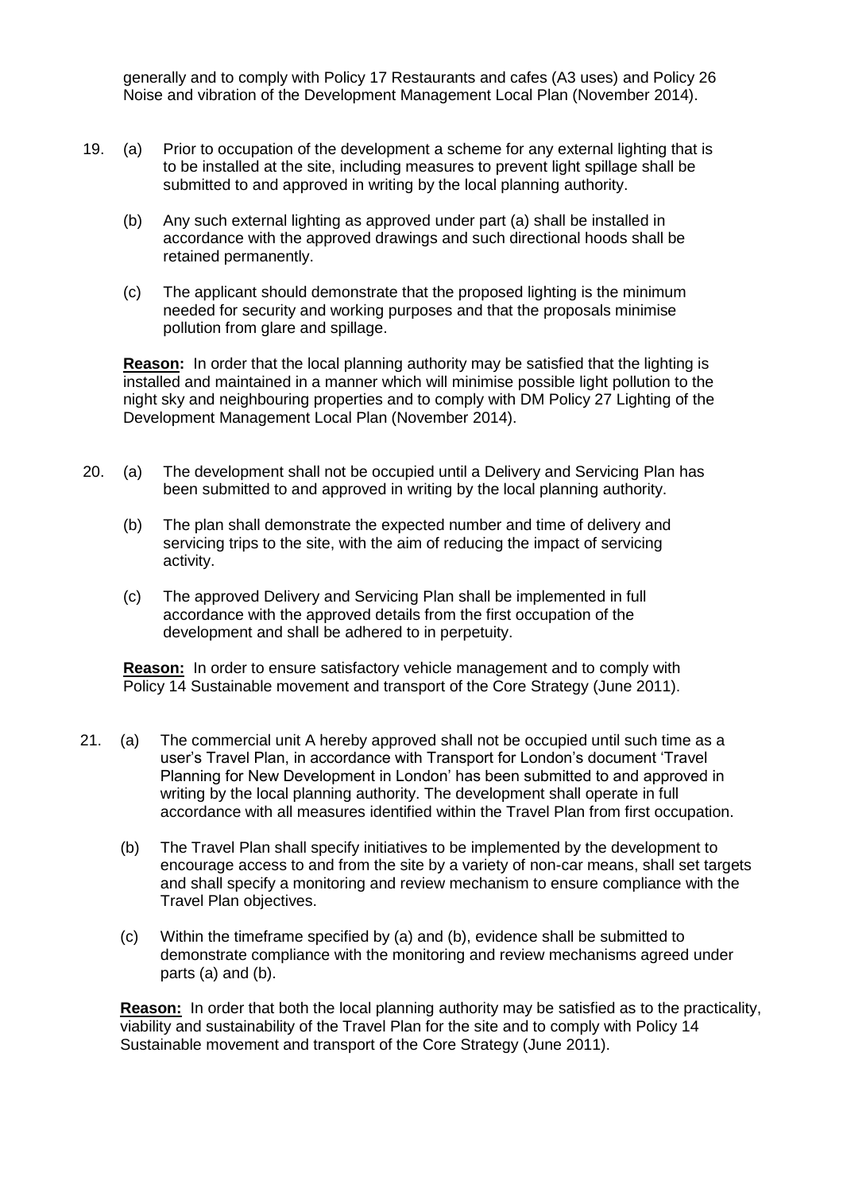generally and to comply with Policy 17 Restaurants and cafes (A3 uses) and Policy 26 Noise and vibration of the Development Management Local Plan (November 2014).

19. (a) Prior to occupation of the development a scheme for any external lighting that is to be installed at the site, including measures to prevent light spillage shall be submitted to and approved in writing by the local planning authority.

    (b) Any such external lighting as approved under part (a) shall be installed in accordance with the approved drawings and such directional hoods shall be retained permanently.

    (c) The applicant should demonstrate that the proposed lighting is the minimum needed for security and working purposes and that the proposals minimise pollution from glare and spillage.

    **Reason:** In order that the local planning authority may be satisfied that the lighting is installed and maintained in a manner which will minimise possible light pollution to the night sky and neighbouring properties and to comply with DM Policy 27 Lighting of the Development Management Local Plan (November 2014).

20. (a) The development shall not be occupied until a Delivery and Servicing Plan has been submitted to and approved in writing by the local planning authority.

    (b) The plan shall demonstrate the expected number and time of delivery and servicing trips to the site, with the aim of reducing the impact of servicing activity.

    (c) The approved Delivery and Servicing Plan shall be implemented in full accordance with the approved details from the first occupation of the development and shall be adhered to in perpetuity.

    **Reason:** In order to ensure satisfactory vehicle management and to comply with Policy 14 Sustainable movement and transport of the Core Strategy (June 2011).

21. (a) The commercial unit A hereby approved shall not be occupied until such time as a user's Travel Plan, in accordance with Transport for London's document 'Travel Planning for New Development in London' has been submitted to and approved in writing by the local planning authority. The development shall operate in full accordance with all measures identified within the Travel Plan from first occupation.

    (b) The Travel Plan shall specify initiatives to be implemented by the development to encourage access to and from the site by a variety of non-car means, shall set targets and shall specify a monitoring and review mechanism to ensure compliance with the Travel Plan objectives.

    (c) Within the timeframe specified by (a) and (b), evidence shall be submitted to demonstrate compliance with the monitoring and review mechanisms agreed under parts (a) and (b).

    **Reason:** In order that both the local planning authority may be satisfied as to the practicality, viability and sustainability of the Travel Plan for the site and to comply with Policy 14 Sustainable movement and transport of the Core Strategy (June 2011).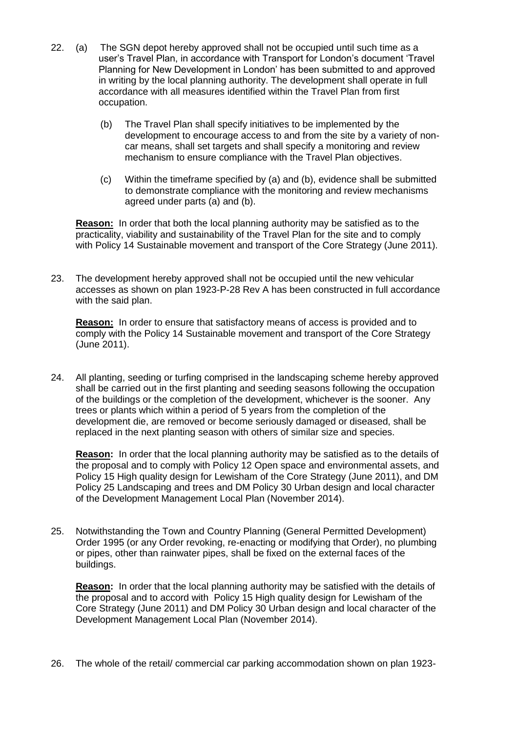22. (a) The SGN depot hereby approved shall not be occupied until such time as a user's Travel Plan, in accordance with Transport for London's document 'Travel Planning for New Development in London' has been submitted to and approved in writing by the local planning authority. The development shall operate in full accordance with all measures identified within the Travel Plan from first occupation.

    (b) The Travel Plan shall specify initiatives to be implemented by the development to encourage access to and from the site by a variety of non-car means, shall set targets and shall specify a monitoring and review mechanism to ensure compliance with the Travel Plan objectives.

    (c) Within the timeframe specified by (a) and (b), evidence shall be submitted to demonstrate compliance with the monitoring and review mechanisms agreed under parts (a) and (b).

    **Reason:** In order that both the local planning authority may be satisfied as to the practicality, viability and sustainability of the Travel Plan for the site and to comply with Policy 14 Sustainable movement and transport of the Core Strategy (June 2011).

23. The development hereby approved shall not be occupied until the new vehicular accesses as shown on plan 1923-P-28 Rev A has been constructed in full accordance with the said plan.

    **Reason:** In order to ensure that satisfactory means of access is provided and to comply with the Policy 14 Sustainable movement and transport of the Core Strategy (June 2011).

24. All planting, seeding or turfing comprised in the landscaping scheme hereby approved shall be carried out in the first planting and seeding seasons following the occupation of the buildings or the completion of the development, whichever is the sooner. Any trees or plants which within a period of 5 years from the completion of the development die, are removed or become seriously damaged or diseased, shall be replaced in the next planting season with others of similar size and species.

    **Reason:** In order that the local planning authority may be satisfied as to the details of the proposal and to comply with Policy 12 Open space and environmental assets, and Policy 15 High quality design for Lewisham of the Core Strategy (June 2011), and DM Policy 25 Landscaping and trees and DM Policy 30 Urban design and local character of the Development Management Local Plan (November 2014).

25. Notwithstanding the Town and Country Planning (General Permitted Development) Order 1995 (or any Order revoking, re-enacting or modifying that Order), no plumbing or pipes, other than rainwater pipes, shall be fixed on the external faces of the buildings.

    **Reason:** In order that the local planning authority may be satisfied with the details of the proposal and to accord with Policy 15 High quality design for Lewisham of the Core Strategy (June 2011) and DM Policy 30 Urban design and local character of the Development Management Local Plan (November 2014).

26. The whole of the retail/ commercial car parking accommodation shown on plan 1923-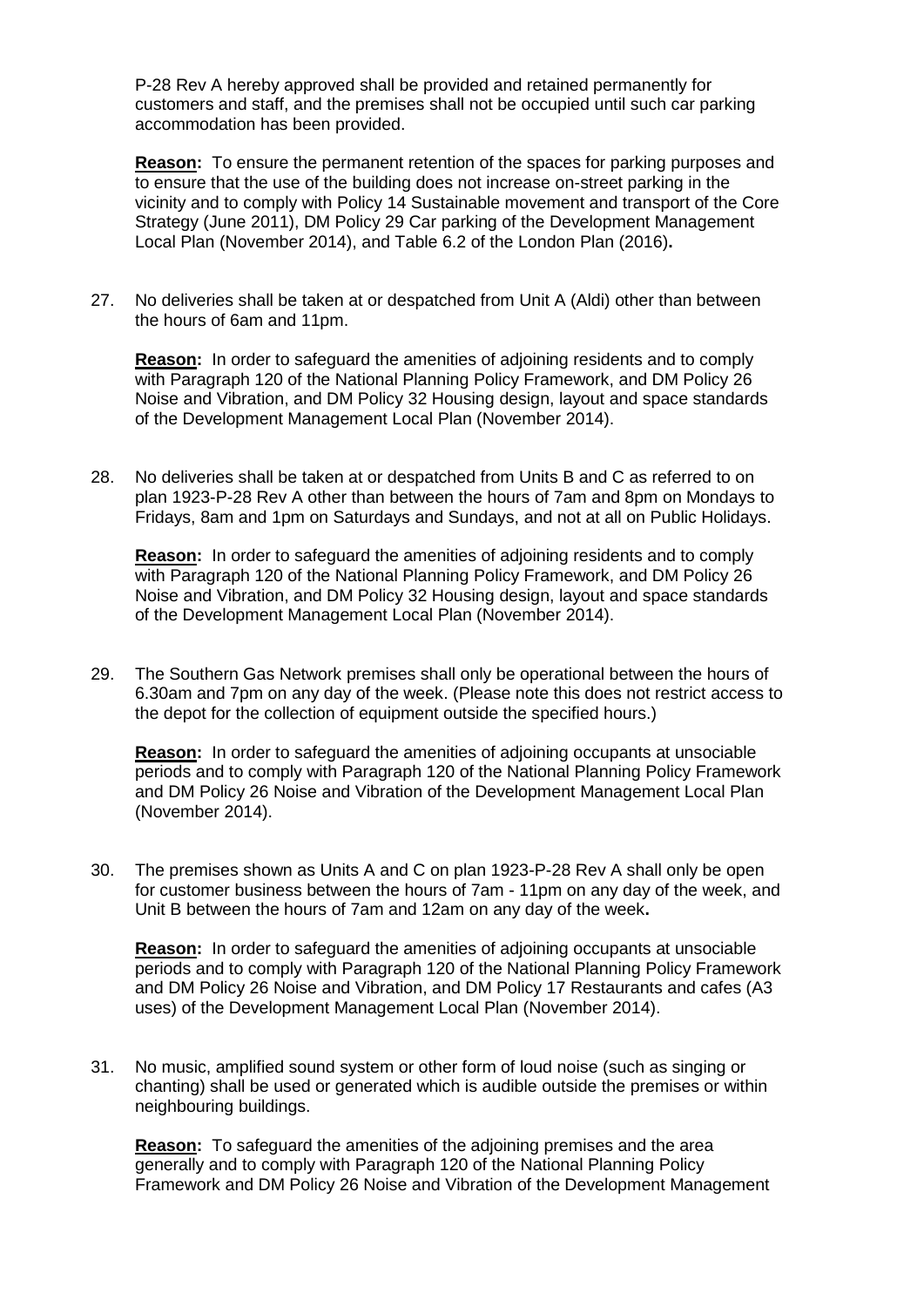P-28 Rev A hereby approved shall be provided and retained permanently for customers and staff, and the premises shall not be occupied until such car parking accommodation has been provided.

**Reason:** To ensure the permanent retention of the spaces for parking purposes and to ensure that the use of the building does not increase on-street parking in the vicinity and to comply with Policy 14 Sustainable movement and transport of the Core Strategy (June 2011), DM Policy 29 Car parking of the Development Management Local Plan (November 2014), and Table 6.2 of the London Plan (2016)**.**

27. No deliveries shall be taken at or despatched from Unit A (Aldi) other than between the hours of 6am and 11pm.

    **Reason:** In order to safeguard the amenities of adjoining residents and to comply with Paragraph 120 of the National Planning Policy Framework, and DM Policy 26 Noise and Vibration, and DM Policy 32 Housing design, layout and space standards of the Development Management Local Plan (November 2014).

28. No deliveries shall be taken at or despatched from Units B and C as referred to on plan 1923-P-28 Rev A other than between the hours of 7am and 8pm on Mondays to Fridays, 8am and 1pm on Saturdays and Sundays, and not at all on Public Holidays.

    **Reason:** In order to safeguard the amenities of adjoining residents and to comply with Paragraph 120 of the National Planning Policy Framework, and DM Policy 26 Noise and Vibration, and DM Policy 32 Housing design, layout and space standards of the Development Management Local Plan (November 2014).

29. The Southern Gas Network premises shall only be operational between the hours of 6.30am and 7pm on any day of the week. (Please note this does not restrict access to the depot for the collection of equipment outside the specified hours.)

    **Reason:** In order to safeguard the amenities of adjoining occupants at unsociable periods and to comply with Paragraph 120 of the National Planning Policy Framework and DM Policy 26 Noise and Vibration of the Development Management Local Plan (November 2014).

30. The premises shown as Units A and C on plan 1923-P-28 Rev A shall only be open for customer business between the hours of 7am - 11pm on any day of the week, and Unit B between the hours of 7am and 12am on any day of the week**.**

    **Reason:** In order to safeguard the amenities of adjoining occupants at unsociable periods and to comply with Paragraph 120 of the National Planning Policy Framework and DM Policy 26 Noise and Vibration, and DM Policy 17 Restaurants and cafes (A3 uses) of the Development Management Local Plan (November 2014).

31. No music, amplified sound system or other form of loud noise (such as singing or chanting) shall be used or generated which is audible outside the premises or within neighbouring buildings.

    **Reason:** To safeguard the amenities of the adjoining premises and the area generally and to comply with Paragraph 120 of the National Planning Policy Framework and DM Policy 26 Noise and Vibration of the Development Management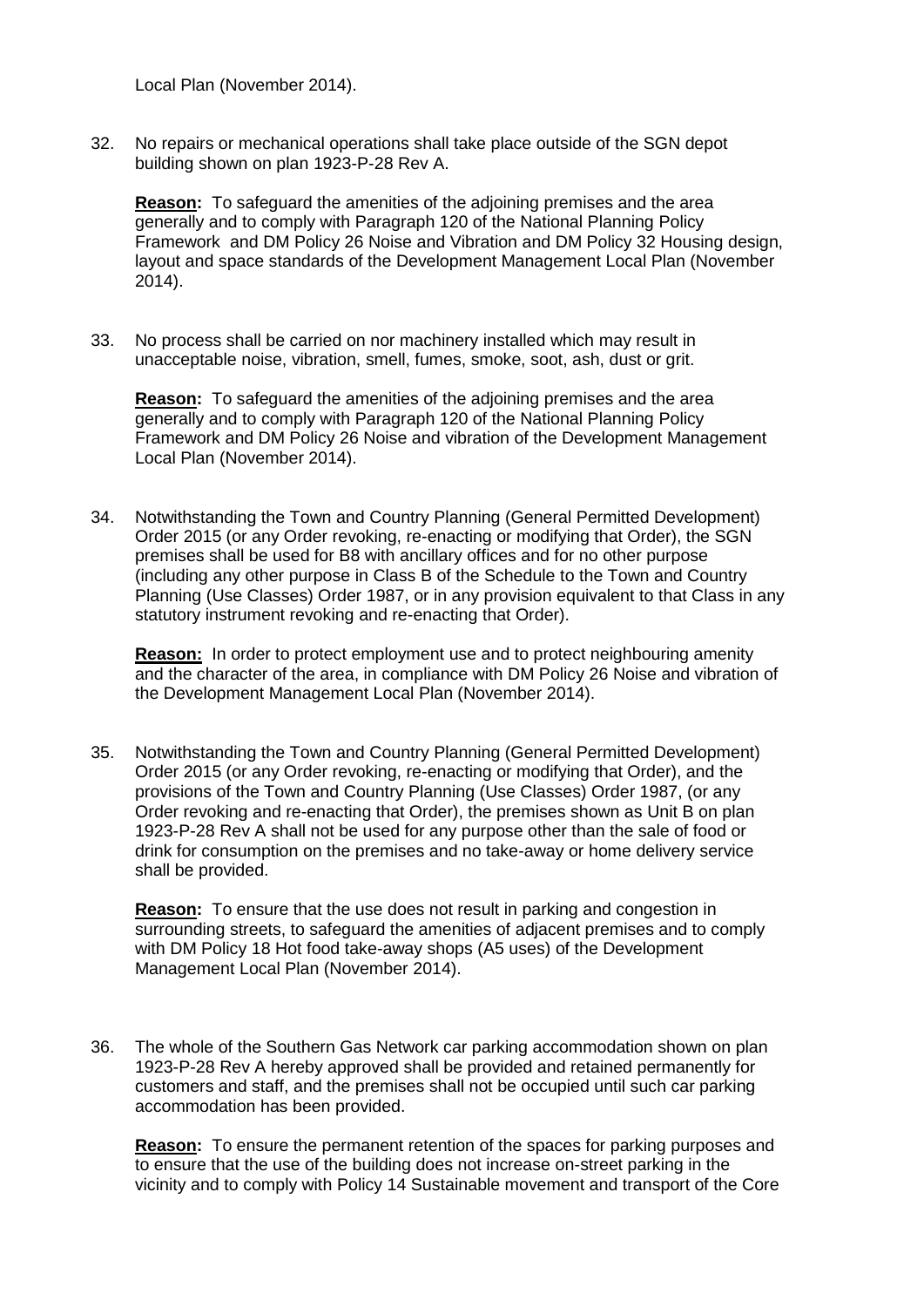Local Plan (November 2014).

32. No repairs or mechanical operations shall take place outside of the SGN depot building shown on plan 1923-P-28 Rev A.

    **Reason:** To safeguard the amenities of the adjoining premises and the area generally and to comply with Paragraph 120 of the National Planning Policy Framework and DM Policy 26 Noise and Vibration and DM Policy 32 Housing design, layout and space standards of the Development Management Local Plan (November 2014).

33. No process shall be carried on nor machinery installed which may result in unacceptable noise, vibration, smell, fumes, smoke, soot, ash, dust or grit.

    **Reason:** To safeguard the amenities of the adjoining premises and the area generally and to comply with Paragraph 120 of the National Planning Policy Framework and DM Policy 26 Noise and vibration of the Development Management Local Plan (November 2014).

34. Notwithstanding the Town and Country Planning (General Permitted Development) Order 2015 (or any Order revoking, re-enacting or modifying that Order), the SGN premises shall be used for B8 with ancillary offices and for no other purpose (including any other purpose in Class B of the Schedule to the Town and Country Planning (Use Classes) Order 1987, or in any provision equivalent to that Class in any statutory instrument revoking and re-enacting that Order).

    **Reason:** In order to protect employment use and to protect neighbouring amenity and the character of the area, in compliance with DM Policy 26 Noise and vibration of the Development Management Local Plan (November 2014).

35. Notwithstanding the Town and Country Planning (General Permitted Development) Order 2015 (or any Order revoking, re-enacting or modifying that Order), and the provisions of the Town and Country Planning (Use Classes) Order 1987, (or any Order revoking and re-enacting that Order), the premises shown as Unit B on plan 1923-P-28 Rev A shall not be used for any purpose other than the sale of food or drink for consumption on the premises and no take-away or home delivery service shall be provided.

    **Reason:** To ensure that the use does not result in parking and congestion in surrounding streets, to safeguard the amenities of adjacent premises and to comply with DM Policy 18 Hot food take-away shops (A5 uses) of the Development Management Local Plan (November 2014).

36. The whole of the Southern Gas Network car parking accommodation shown on plan 1923-P-28 Rev A hereby approved shall be provided and retained permanently for customers and staff, and the premises shall not be occupied until such car parking accommodation has been provided.

    **Reason:** To ensure the permanent retention of the spaces for parking purposes and to ensure that the use of the building does not increase on-street parking in the vicinity and to comply with Policy 14 Sustainable movement and transport of the Core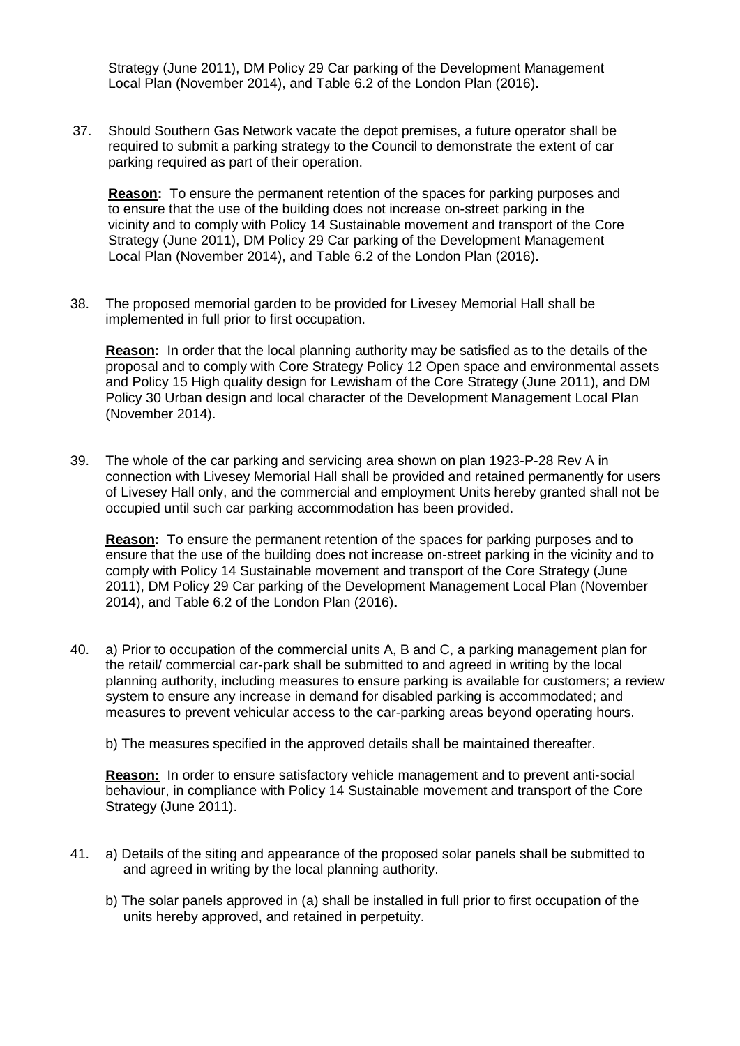Strategy (June 2011), DM Policy 29 Car parking of the Development Management Local Plan (November 2014), and Table 6.2 of the London Plan (2016).

37. Should Southern Gas Network vacate the depot premises, a future operator shall be required to submit a parking strategy to the Council to demonstrate the extent of car parking required as part of their operation.

    **Reason:** To ensure the permanent retention of the spaces for parking purposes and to ensure that the use of the building does not increase on-street parking in the vicinity and to comply with Policy 14 Sustainable movement and transport of the Core Strategy (June 2011), DM Policy 29 Car parking of the Development Management Local Plan (November 2014), and Table 6.2 of the London Plan (2016).

38. The proposed memorial garden to be provided for Livesey Memorial Hall shall be implemented in full prior to first occupation.

    **Reason:** In order that the local planning authority may be satisfied as to the details of the proposal and to comply with Core Strategy Policy 12 Open space and environmental assets and Policy 15 High quality design for Lewisham of the Core Strategy (June 2011), and DM Policy 30 Urban design and local character of the Development Management Local Plan (November 2014).

39. The whole of the car parking and servicing area shown on plan 1923-P-28 Rev A in connection with Livesey Memorial Hall shall be provided and retained permanently for users of Livesey Hall only, and the commercial and employment Units hereby granted shall not be occupied until such car parking accommodation has been provided.

    **Reason:** To ensure the permanent retention of the spaces for parking purposes and to ensure that the use of the building does not increase on-street parking in the vicinity and to comply with Policy 14 Sustainable movement and transport of the Core Strategy (June 2011), DM Policy 29 Car parking of the Development Management Local Plan (November 2014), and Table 6.2 of the London Plan (2016).

40. a) Prior to occupation of the commercial units A, B and C, a parking management plan for the retail/ commercial car-park shall be submitted to and agreed in writing by the local planning authority, including measures to ensure parking is available for customers; a review system to ensure any increase in demand for disabled parking is accommodated; and measures to prevent vehicular access to the car-parking areas beyond operating hours.

    b) The measures specified in the approved details shall be maintained thereafter.

    **Reason:** In order to ensure satisfactory vehicle management and to prevent anti-social behaviour, in compliance with Policy 14 Sustainable movement and transport of the Core Strategy (June 2011).

41. a) Details of the siting and appearance of the proposed solar panels shall be submitted to and agreed in writing by the local planning authority.

    b) The solar panels approved in (a) shall be installed in full prior to first occupation of the units hereby approved, and retained in perpetuity.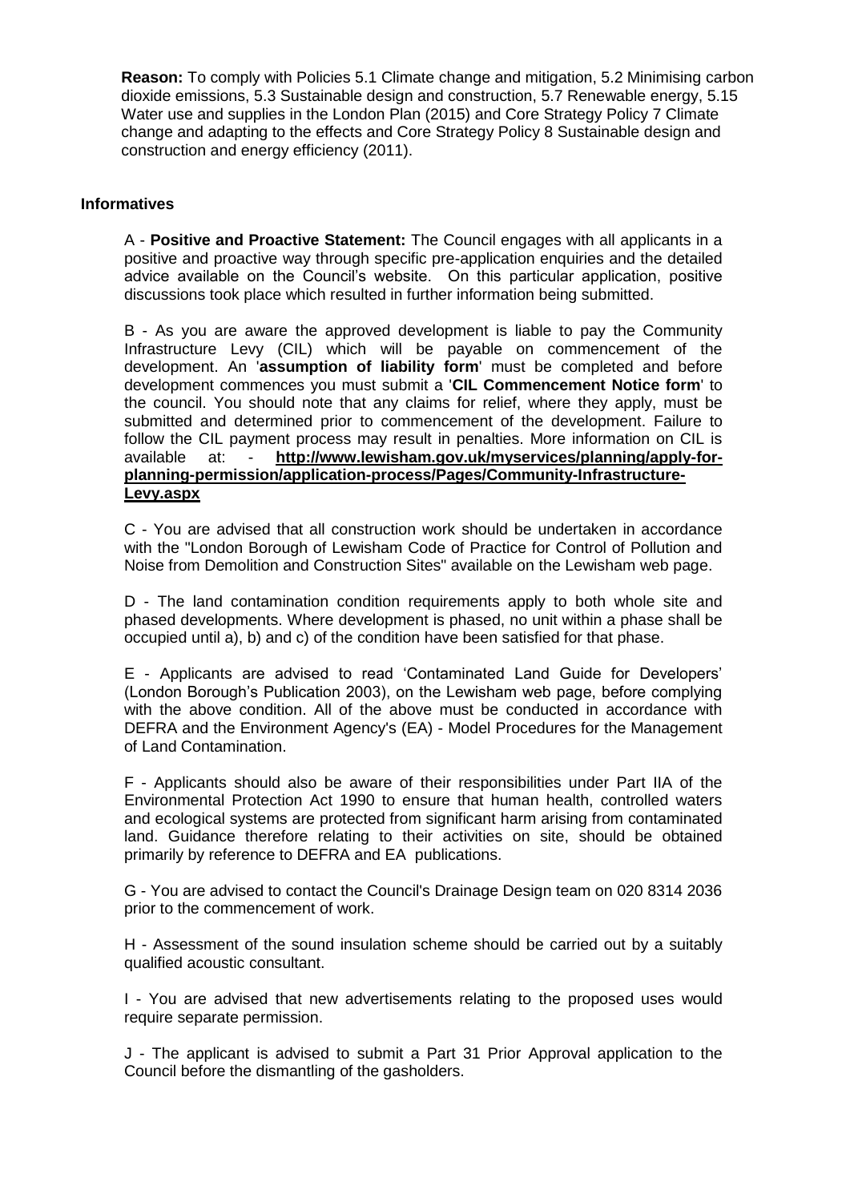**Reason:** To comply with Policies 5.1 Climate change and mitigation, 5.2 Minimising carbon dioxide emissions, 5.3 Sustainable design and construction, 5.7 Renewable energy, 5.15 Water use and supplies in the London Plan (2015) and Core Strategy Policy 7 Climate change and adapting to the effects and Core Strategy Policy 8 Sustainable design and construction and energy efficiency (2011).

**Informatives**

A - **Positive and Proactive Statement:** The Council engages with all applicants in a positive and proactive way through specific pre-application enquiries and the detailed advice available on the Council's website. On this particular application, positive discussions took place which resulted in further information being submitted.

B - As you are aware the approved development is liable to pay the Community Infrastructure Levy (CIL) which will be payable on commencement of the development. An '**assumption of liability form**' must be completed and before development commences you must submit a '**CIL Commencement Notice form**' to the council. You should note that any claims for relief, where they apply, must be submitted and determined prior to commencement of the development. Failure to follow the CIL payment process may result in penalties. More information on CIL is available at: - **http://www.lewisham.gov.uk/myservices/planning/apply-for-planning-permission/application-process/Pages/Community-Infrastructure-Levy.aspx**

C - You are advised that all construction work should be undertaken in accordance with the "London Borough of Lewisham Code of Practice for Control of Pollution and Noise from Demolition and Construction Sites" available on the Lewisham web page.

D - The land contamination condition requirements apply to both whole site and phased developments. Where development is phased, no unit within a phase shall be occupied until a), b) and c) of the condition have been satisfied for that phase.

E - Applicants are advised to read 'Contaminated Land Guide for Developers' (London Borough's Publication 2003), on the Lewisham web page, before complying with the above condition. All of the above must be conducted in accordance with DEFRA and the Environment Agency's (EA) - Model Procedures for the Management of Land Contamination.

F - Applicants should also be aware of their responsibilities under Part IIA of the Environmental Protection Act 1990 to ensure that human health, controlled waters and ecological systems are protected from significant harm arising from contaminated land. Guidance therefore relating to their activities on site, should be obtained primarily by reference to DEFRA and EA publications.

G - You are advised to contact the Council's Drainage Design team on 020 8314 2036 prior to the commencement of work.

H - Assessment of the sound insulation scheme should be carried out by a suitably qualified acoustic consultant.

I - You are advised that new advertisements relating to the proposed uses would require separate permission.

J - The applicant is advised to submit a Part 31 Prior Approval application to the Council before the dismantling of the gasholders.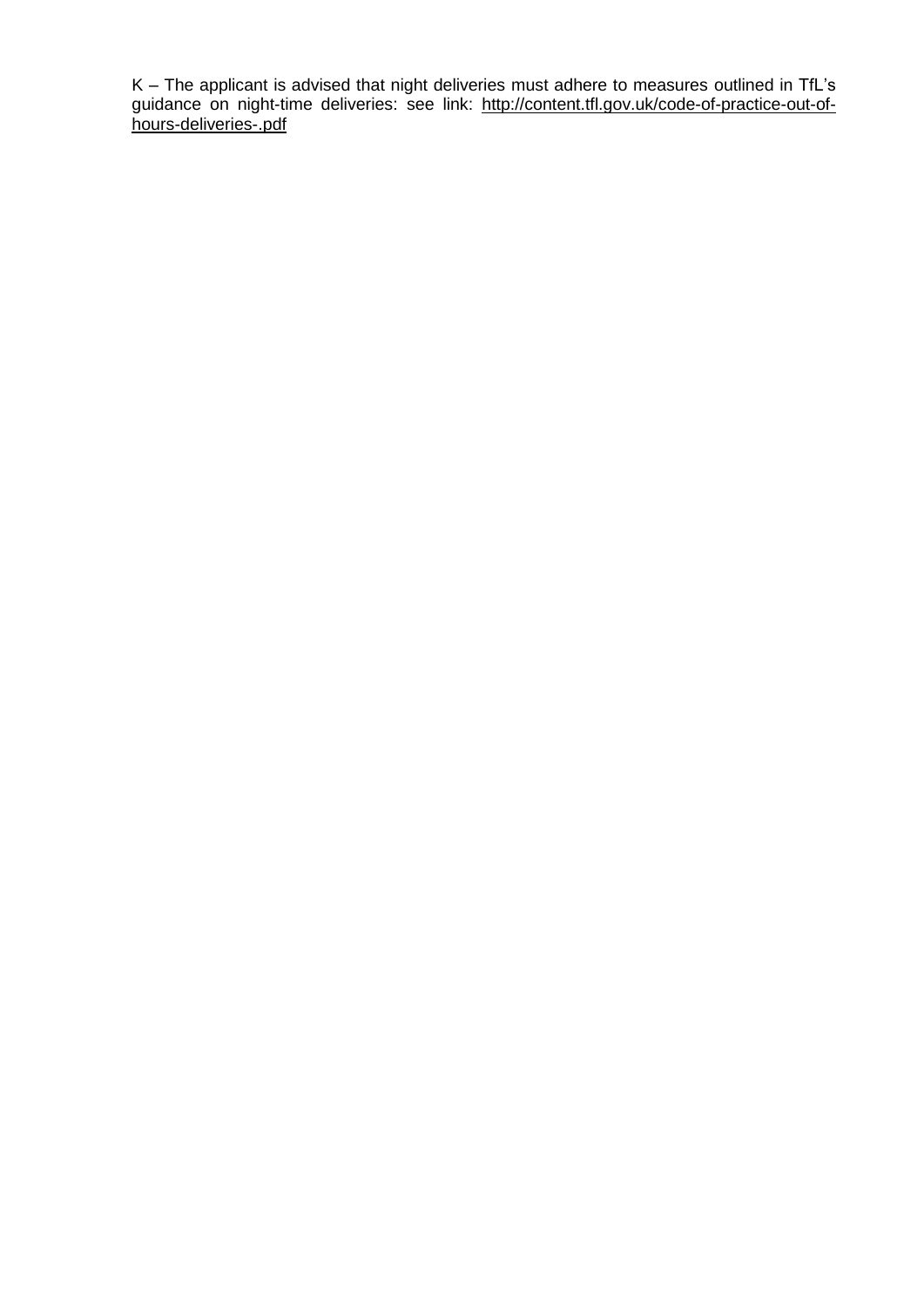K – The applicant is advised that night deliveries must adhere to measures outlined in TfL's guidance on night-time deliveries: see link: http://content.tfl.gov.uk/code-of-practice-out-of-hours-deliveries-.pdf